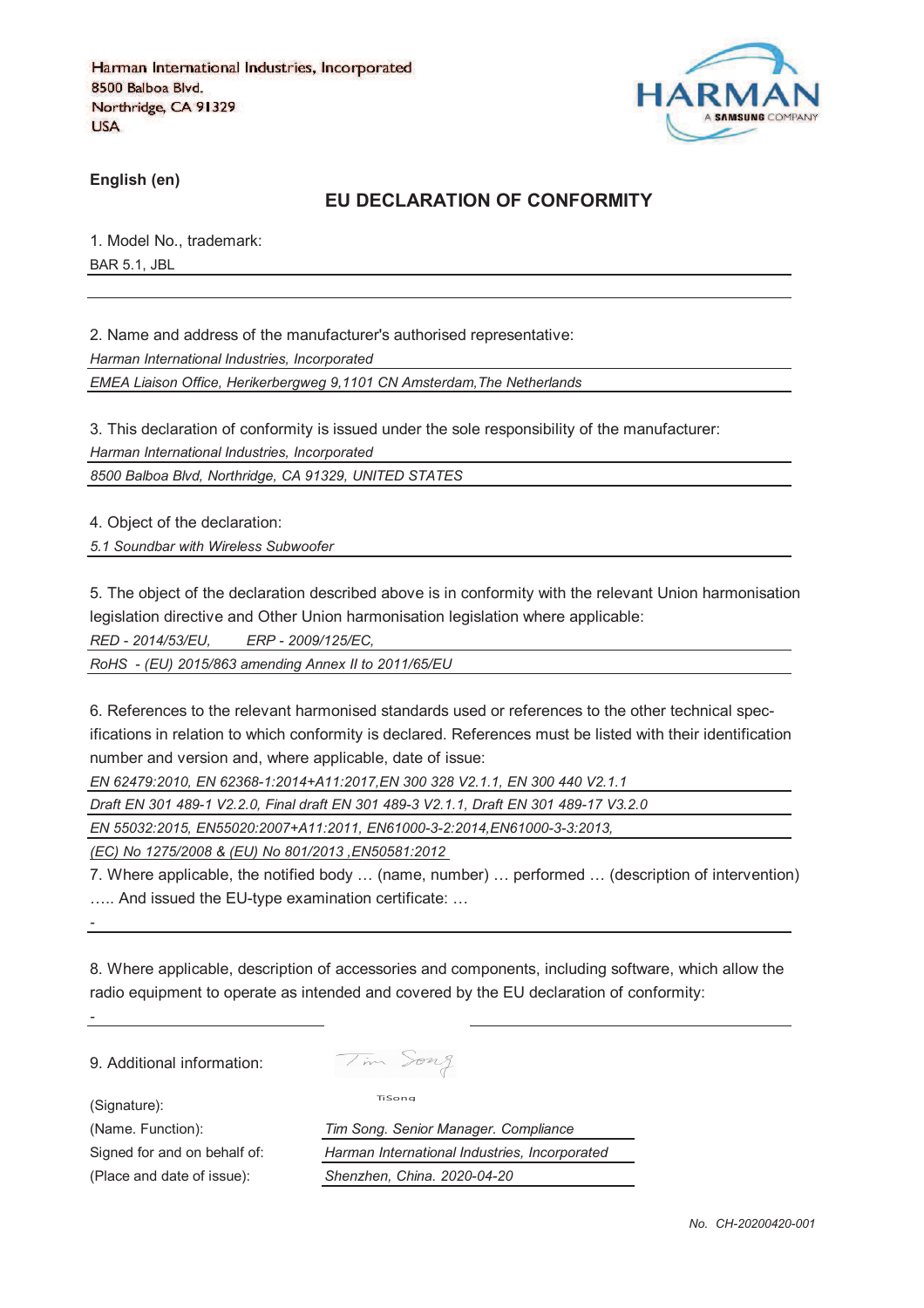Harman International Industries, Incorporated
8500 Balboa Blvd.
Northridge, CA 91329
USA

HARMAN
A SAMSUNG COMPANY

**English (en)**

## EU DECLARATION OF CONFORMITY

1. Model No., trademark:

BAR 5.1, JBL

2. Name and address of the manufacturer's authorised representative:

*Harman International Industries, Incorporated*

*EMEA Liaison Office, Herikerbergweg 9,1101 CN Amsterdam,The Netherlands*

3. This declaration of conformity is issued under the sole responsibility of the manufacturer:

*Harman International Industries, Incorporated*

*8500 Balboa Blvd, Northridge, CA 91329, UNITED STATES*

4. Object of the declaration:

*5.1 Soundbar with Wireless Subwoofer*

5. The object of the declaration described above is in conformity with the relevant Union harmonisation legislation directive and Other Union harmonisation legislation where applicable:

*RED - 2014/53/EU, ERP - 2009/125/EC,*

*RoHS - (EU) 2015/863 amending Annex II to 2011/65/EU*

6. References to the relevant harmonised standards used or references to the other technical specifications in relation to which conformity is declared. References must be listed with their identification number and version and, where applicable, date of issue:

*EN 62479:2010, EN 62368-1:2014+A11:2017,EN 300 328 V2.1.1, EN 300 440 V2.1.1*

*Draft EN 301 489-1 V2.2.0, Final draft EN 301 489-3 V2.1.1, Draft EN 301 489-17 V3.2.0*

*EN 55032:2015, EN55020:2007+A11:2011, EN61000-3-2:2014,EN61000-3-3:2013,*

*(EC) No 1275/2008 & (EU) No 801/2013 ,EN50581:2012*

7. Where applicable, the notified body … (name, number) … performed … (description of intervention) ….. And issued the EU-type examination certificate: …

-

8. Where applicable, description of accessories and components, including software, which allow the radio equipment to operate as intended and covered by the EU declaration of conformity:

-

9. Additional information:

(Signature): Tim Song

(Name. Function): *Tim Song. Senior Manager. Compliance*

Signed for and on behalf of: *Harman International Industries, Incorporated*

(Place and date of issue): *Shenzhen, China. 2020-04-20*

*No. CH-20200420-001*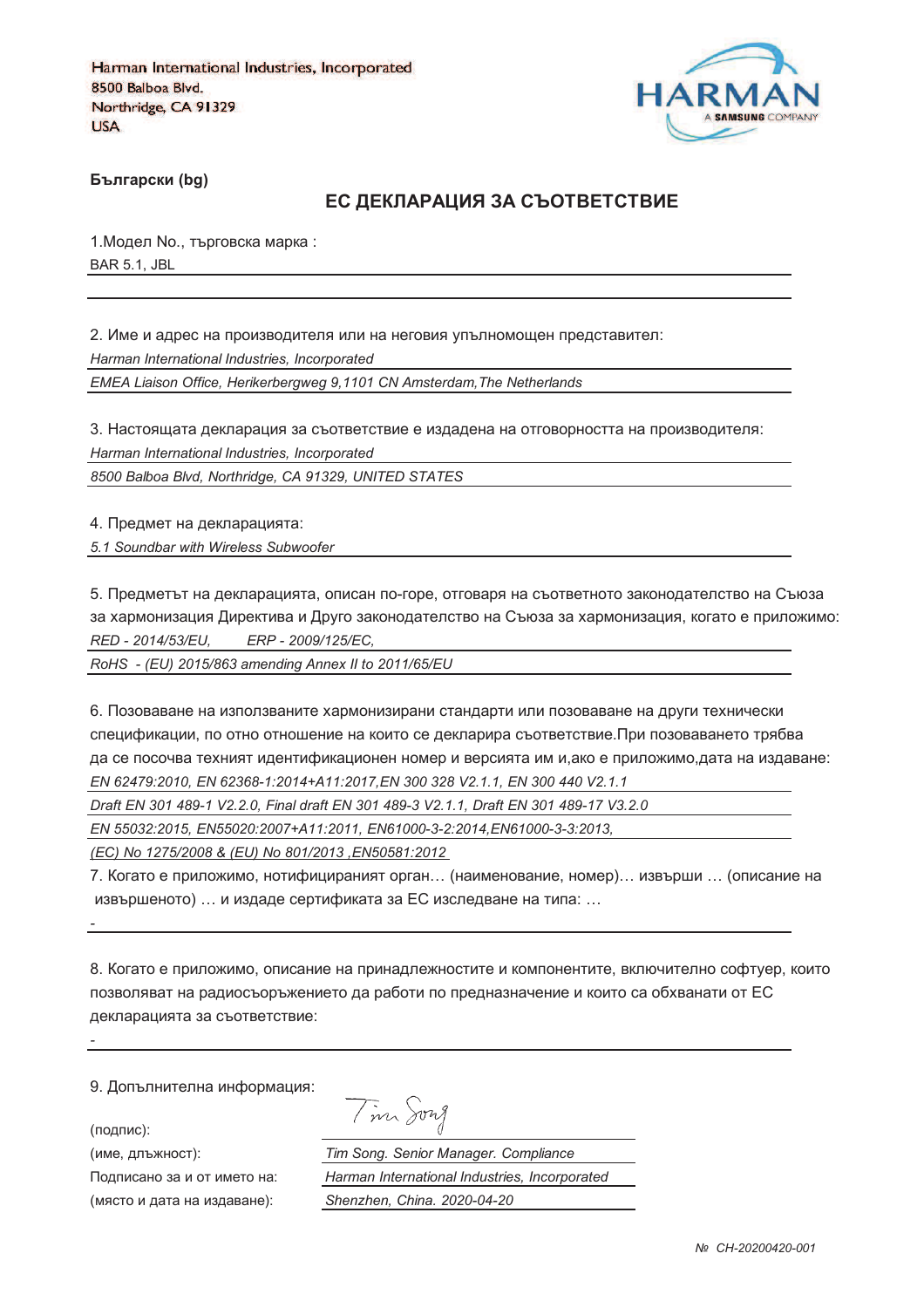Harman International Industries, Incorporated
8500 Balboa Blvd.
Northridge, CA 91329
USA

HARMAN
A SAMSUNG COMPANY

**Български (bg)**

## ЕС ДЕКЛАРАЦИЯ ЗА СЪОТВЕТСТВИЕ

1.Модел No., търговска марка :
BAR 5.1, JBL

2. Име и адрес на производителя или на неговия упълномощен представител:
*Harman International Industries, Incorporated*
*EMEA Liaison Office, Herikerbergweg 9,1101 CN Amsterdam,The Netherlands*

3. Настоящата декларация за съответствие е издадена на отговорността на производителя:
*Harman International Industries, Incorporated*
*8500 Balboa Blvd, Northridge, CA 91329, UNITED STATES*

4. Предмет на декларацията:
*5.1 Soundbar with Wireless Subwoofer*

5. Предметът на декларацията, описан по-горе, отговаря на съответното законодателство на Съюза за хармонизация Директива и Друго законодателство на Съюза за хармонизация, когато е приложимо:
*RED - 2014/53/EU,        ERP - 2009/125/EC,*
*RoHS  - (EU) 2015/863 amending Annex II to 2011/65/EU*

6. Позоваване на използваните хармонизирани стандарти или позоваване на други технически спецификации, по отно отношение на които се декларира съответствие.При позоваването трябва да се посочва техният идентификационен номер и версията им и,ако е приложимо,дата на издаване:
*EN 62479:2010, EN 62368-1:2014+A11:2017,EN 300 328 V2.1.1, EN 300 440 V2.1.1*
*Draft EN 301 489-1 V2.2.0, Final draft EN 301 489-3 V2.1.1, Draft EN 301 489-17 V3.2.0*
*EN 55032:2015, EN55020:2007+A11:2011, EN61000-3-2:2014,EN61000-3-3:2013,*
*(EC) No 1275/2008 & (EU) No 801/2013 ,EN50581:2012*

7. Когато е приложимо, нотифицираният орган… (наименование, номер)… извърши … (описание на извършеното) … и издаде сертификата за ЕС изследване на типа: …
-

8. Когато е приложимо, описание на принадлежностите и компонентите, включително софтуер, които позволяват на радиосъоръжението да работи по предназначение и които са обхванати от ЕС декларацията за съответствие:
-

9. Допълнителна информация:

(подпис): Tim Song
(име, длъжност): *Tim Song. Senior Manager. Compliance*
Подписано за и от името на: *Harman International Industries, Incorporated*
(място и дата на издаване): *Shenzhen, China. 2020-04-20*

*№ CH-20200420-001*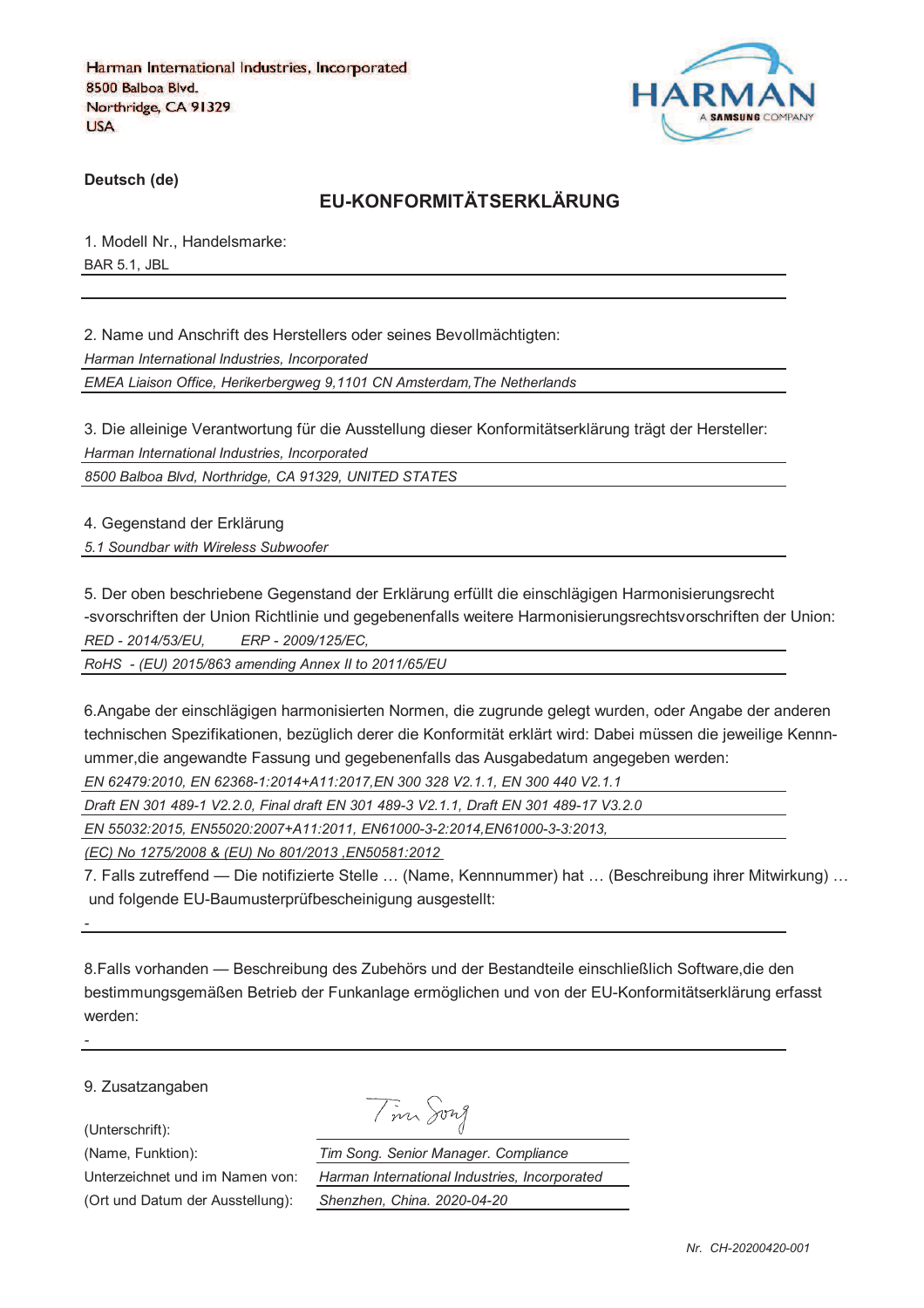Harman International Industries, Incorporated
8500 Balboa Blvd.
Northridge, CA 91329
USA

**Deutsch (de)**

## EU-KONFORMITÄTSERKLÄRUNG

1. Modell Nr., Handelsmarke:

BAR 5.1, JBL

2. Name und Anschrift des Herstellers oder seines Bevollmächtigten:

*Harman International Industries, Incorporated*

*EMEA Liaison Office, Herikerbergweg 9,1101 CN Amsterdam,The Netherlands*

3. Die alleinige Verantwortung für die Ausstellung dieser Konformitätserklärung trägt der Hersteller:

*Harman International Industries, Incorporated*

*8500 Balboa Blvd, Northridge, CA 91329, UNITED STATES*

4. Gegenstand der Erklärung

*5.1 Soundbar with Wireless Subwoofer*

5. Der oben beschriebene Gegenstand der Erklärung erfüllt die einschlägigen Harmonisierungsrecht -svorschriften der Union Richtlinie und gegebenenfalls weitere Harmonisierungsrechtsvorschriften der Union:

*RED - 2014/53/EU,     ERP - 2009/125/EC,*

*RoHS - (EU) 2015/863 amending Annex II to 2011/65/EU*

6.Angabe der einschlägigen harmonisierten Normen, die zugrunde gelegt wurden, oder Angabe der anderen technischen Spezifikationen, bezüglich derer die Konformität erklärt wird: Dabei müssen die jeweilige Kennnummer,die angewandte Fassung und gegebenenfalls das Ausgabedatum angegeben werden:

*EN 62479:2010, EN 62368-1:2014+A11:2017,EN 300 328 V2.1.1, EN 300 440 V2.1.1*

*Draft EN 301 489-1 V2.2.0, Final draft EN 301 489-3 V2.1.1, Draft EN 301 489-17 V3.2.0*

*EN 55032:2015, EN55020:2007+A11:2011, EN61000-3-2:2014,EN61000-3-3:2013,*

*(EC) No 1275/2008 & (EU) No 801/2013 ,EN50581:2012*

7. Falls zutreffend — Die notifizierte Stelle … (Name, Kennnummer) hat … (Beschreibung ihrer Mitwirkung) … und folgende EU-Baumusterprüfbescheinigung ausgestellt:

-

8.Falls vorhanden — Beschreibung des Zubehörs und der Bestandteile einschließlich Software,die den bestimmungsgemäßen Betrieb der Funkanlage ermöglichen und von der EU-Konformitätserklärung erfasst werden:

-

9. Zusatzangaben

| | |
|---|---|
| (Unterschrift): | Tim Song |
| (Name, Funktion): | *Tim Song. Senior Manager. Compliance* |
| Unterzeichnet und im Namen von: | *Harman International Industries, Incorporated* |
| (Ort und Datum der Ausstellung): | *Shenzhen, China. 2020-04-20* |

*Nr. CH-20200420-001*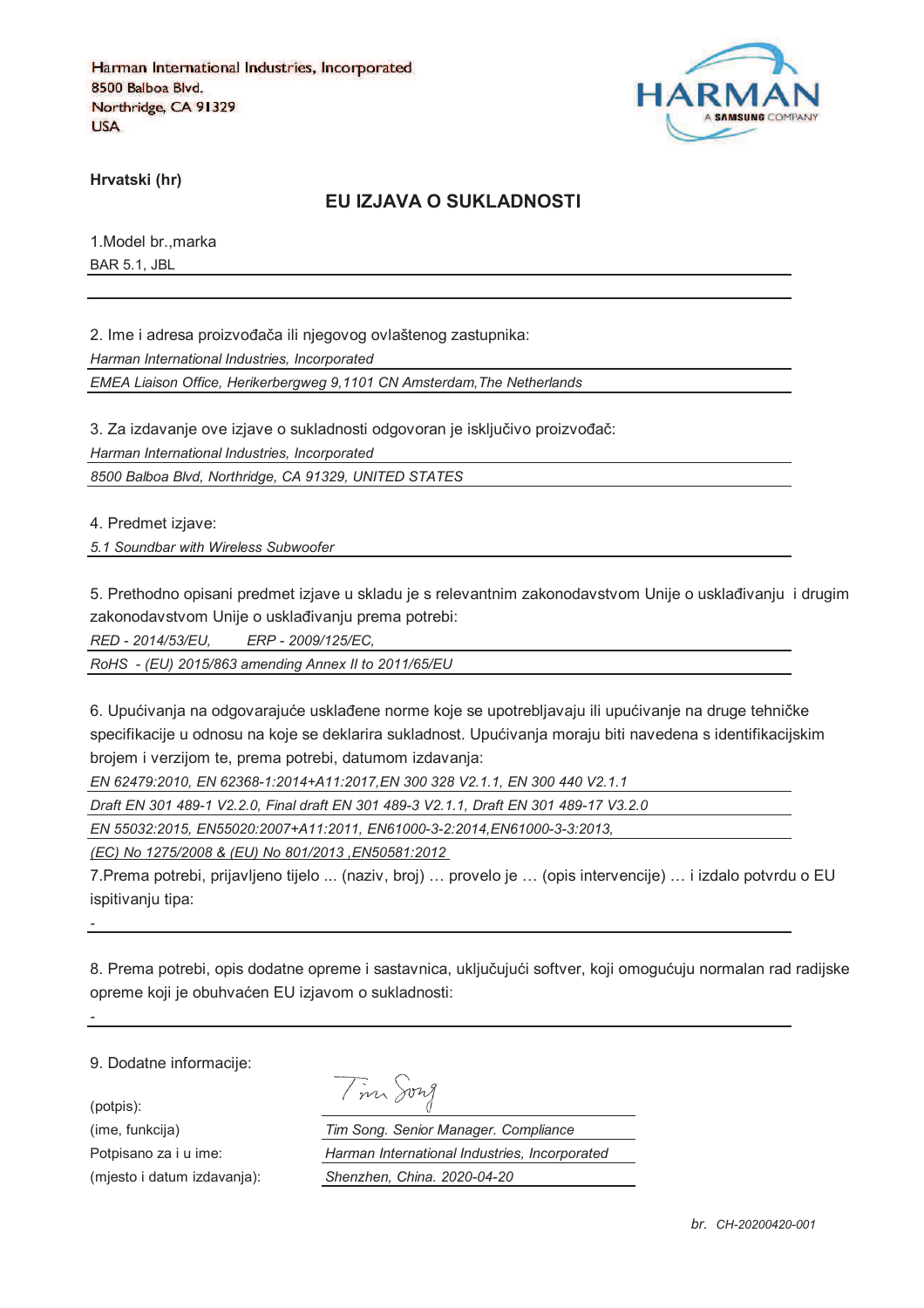Harman International Industries, Incorporated
8500 Balboa Blvd.
Northridge, CA 91329
USA

HARMAN
A SAMSUNG COMPANY

**Hrvatski (hr)**

## EU IZJAVA O SUKLADNOSTI

1.Model br.,marka

BAR 5.1, JBL

2. Ime i adresa proizvođača ili njegovog ovlaštenog zastupnika:

*Harman International Industries, Incorporated*

*EMEA Liaison Office, Herikerbergweg 9,1101 CN Amsterdam,The Netherlands*

3. Za izdavanje ove izjave o sukladnosti odgovoran je isključivo proizvođač:

*Harman International Industries, Incorporated*

*8500 Balboa Blvd, Northridge, CA 91329, UNITED STATES*

4. Predmet izjave:

*5.1 Soundbar with Wireless Subwoofer*

5. Prethodno opisani predmet izjave u skladu je s relevantnim zakonodavstvom Unije o usklađivanju i drugim zakonodavstvom Unije o usklađivanju prema potrebi:

*RED - 2014/53/EU, ERP - 2009/125/EC,*

*RoHS - (EU) 2015/863 amending Annex II to 2011/65/EU*

6. Upućivanja na odgovarajuće usklađene norme koje se upotrebljavaju ili upućivanje na druge tehničke specifikacije u odnosu na koje se deklarira sukladnost. Upućivanja moraju biti navedena s identifikacijskim brojem i verzijom te, prema potrebi, datumom izdavanja:

*EN 62479:2010, EN 62368-1:2014+A11:2017,EN 300 328 V2.1.1, EN 300 440 V2.1.1*

*Draft EN 301 489-1 V2.2.0, Final draft EN 301 489-3 V2.1.1, Draft EN 301 489-17 V3.2.0*

*EN 55032:2015, EN55020:2007+A11:2011, EN61000-3-2:2014,EN61000-3-3:2013,*

*(EC) No 1275/2008 & (EU) No 801/2013 ,EN50581:2012*

7.Prema potrebi, prijavljeno tijelo ... (naziv, broj) … provelo je … (opis intervencije) … i izdalo potvrdu o EU ispitivanju tipa:

-

8. Prema potrebi, opis dodatne opreme i sastavnica, uključujući softver, koji omogućuju normalan rad radijske opreme koji je obuhvaćen EU izjavom o sukladnosti:

-

9. Dodatne informacije:

| | |
|---|---|
| (potpis): | Tim Song |
| (ime, funkcija) | *Tim Song. Senior Manager. Compliance* |
| Potpisano za i u ime: | *Harman International Industries, Incorporated* |
| (mjesto i datum izdavanja): | *Shenzhen, China. 2020-04-20* |

*br. CH-20200420-001*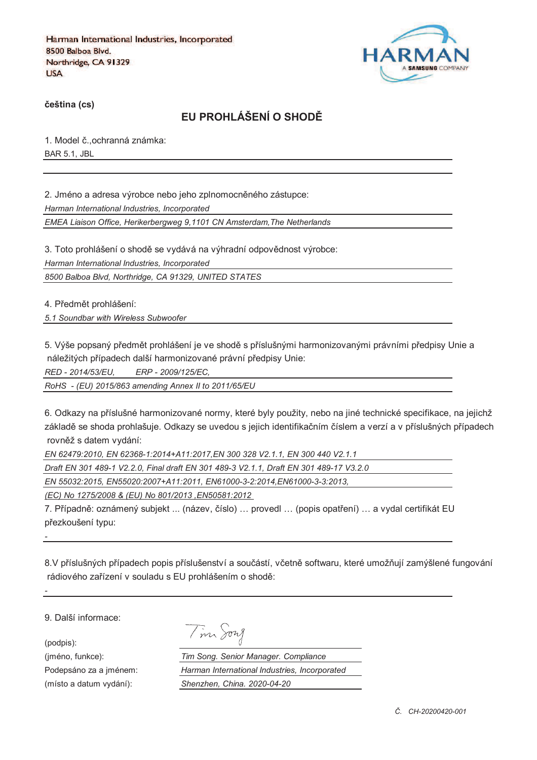Harman International Industries, Incorporated
8500 Balboa Blvd.
Northridge, CA 91329
USA

**čeština (cs)**

## EU PROHLÁŠENÍ O SHODĚ

1. Model č.,ochranná známka:

BAR 5.1, JBL

2. Jméno a adresa výrobce nebo jeho zplnomocněného zástupce:

*Harman International Industries, Incorporated*

*EMEA Liaison Office, Herikerbergweg 9,1101 CN Amsterdam,The Netherlands*

3. Toto prohlášení o shodě se vydává na výhradní odpovědnost výrobce:

*Harman International Industries, Incorporated*

*8500 Balboa Blvd, Northridge, CA 91329, UNITED STATES*

4. Předmět prohlášení:

*5.1 Soundbar with Wireless Subwoofer*

5. Výše popsaný předmět prohlášení je ve shodě s příslušnými harmonizovanými právními předpisy Unie a náležitých případech další harmonizované právní předpisy Unie:

*RED - 2014/53/EU, ERP - 2009/125/EC,*

*RoHS - (EU) 2015/863 amending Annex II to 2011/65/EU*

6. Odkazy na příslušné harmonizované normy, které byly použity, nebo na jiné technické specifikace, na jejichž základě se shoda prohlašuje. Odkazy se uvedou s jejich identifikačním číslem a verzí a v příslušných případech rovněž s datem vydání:

*EN 62479:2010, EN 62368-1:2014+A11:2017,EN 300 328 V2.1.1, EN 300 440 V2.1.1*

*Draft EN 301 489-1 V2.2.0, Final draft EN 301 489-3 V2.1.1, Draft EN 301 489-17 V3.2.0*

*EN 55032:2015, EN55020:2007+A11:2011, EN61000-3-2:2014,EN61000-3-3:2013,*

*(EC) No 1275/2008 & (EU) No 801/2013 ,EN50581:2012*

7. Případně: oznámený subjekt ... (název, číslo) … provedl … (popis opatření) … a vydal certifikát EU přezkoušení typu:

-

8.V příslušných případech popis příslušenství a součástí, včetně softwaru, které umožňují zamýšlené fungování rádiového zařízení v souladu s EU prohlášením o shodě:

-

9. Další informace:

(podpis):

(jméno, funkce): *Tim Song. Senior Manager. Compliance*

Podepsáno za a jménem: *Harman International Industries, Incorporated*

(místo a datum vydání): *Shenzhen, China. 2020-04-20*

*Č. CH-20200420-001*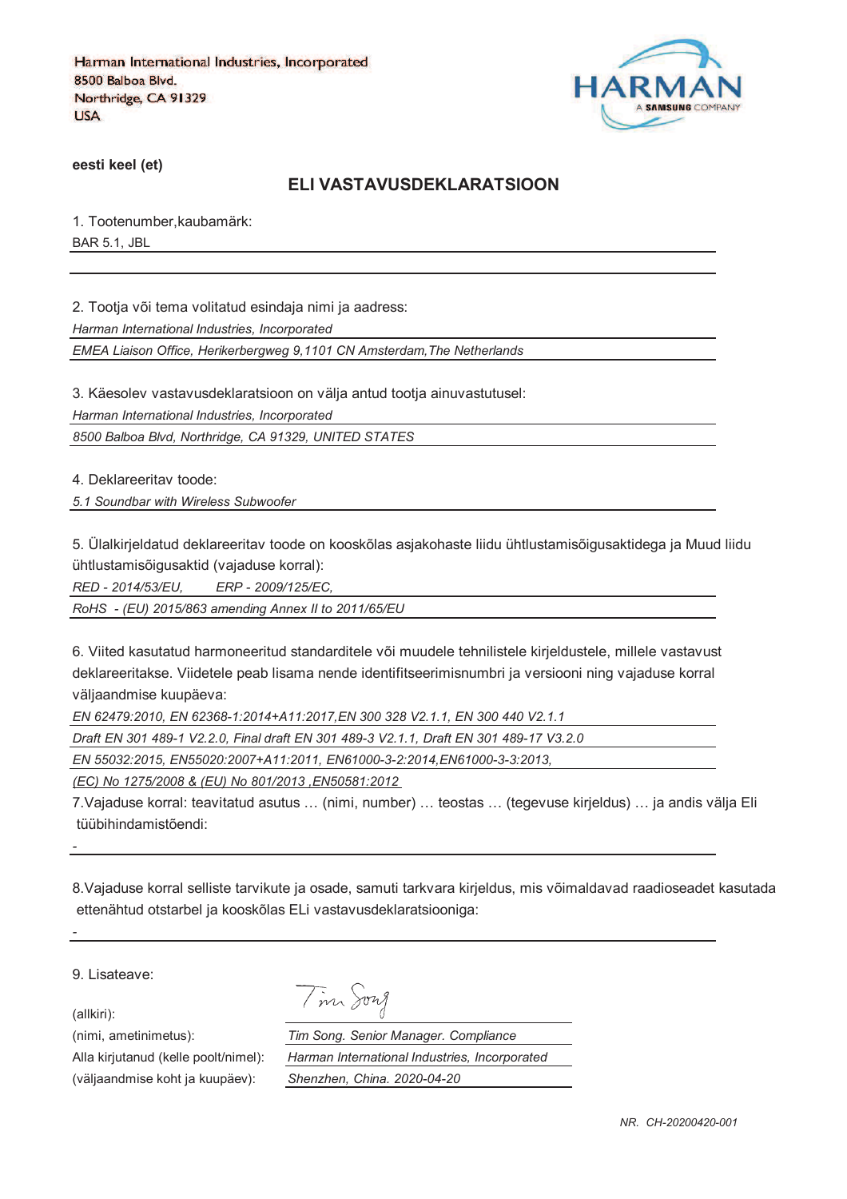Harman International Industries, Incorporated
8500 Balboa Blvd.
Northridge, CA 91329
USA

HARMAN
A SAMSUNG COMPANY

**eesti keel (et)**

## ELI VASTAVUSDEKLARATSIOON

1. Tootenumber,kaubamärk:

BAR 5.1, JBL

2. Tootja või tema volitatud esindaja nimi ja aadress:

*Harman International Industries, Incorporated*

*EMEA Liaison Office, Herikerbergweg 9,1101 CN Amsterdam,The Netherlands*

3. Käesolev vastavusdeklaratsioon on välja antud tootja ainuvastutusel:

*Harman International Industries, Incorporated*

*8500 Balboa Blvd, Northridge, CA 91329, UNITED STATES*

4. Deklareeritav toode:

*5.1 Soundbar with Wireless Subwoofer*

5. Ülalkirjeldatud deklareeritav toode on kooskõlas asjakohaste liidu ühtlustamisõigusaktidega ja Muud liidu ühtlustamisõigusaktid (vajaduse korral):

*RED - 2014/53/EU, ERP - 2009/125/EC,*

*RoHS - (EU) 2015/863 amending Annex II to 2011/65/EU*

6. Viited kasutatud harmoneeritud standarditele või muudele tehnilistele kirjeldustele, millele vastavust deklareeritakse. Viidetele peab lisama nende identifitseerimisnumbri ja versiooni ning vajaduse korral väljaandmise kuupäeva:

*EN 62479:2010, EN 62368-1:2014+A11:2017,EN 300 328 V2.1.1, EN 300 440 V2.1.1*

*Draft EN 301 489-1 V2.2.0, Final draft EN 301 489-3 V2.1.1, Draft EN 301 489-17 V3.2.0*

*EN 55032:2015, EN55020:2007+A11:2011, EN61000-3-2:2014,EN61000-3-3:2013,*

*(EC) No 1275/2008 & (EU) No 801/2013 ,EN50581:2012*

7.Vajaduse korral: teavitatud asutus … (nimi, number) … teostas … (tegevuse kirjeldus) … ja andis välja Eli tüübihindamistõendi:

-

8.Vajaduse korral selliste tarvikute ja osade, samuti tarkvara kirjeldus, mis võimaldavad raadioseadet kasutada ettenähtud otstarbel ja kooskõlas ELi vastavusdeklaratsiooniga:

-

9. Lisateave:

(allkiri): Tim Song

(nimi, ametinimetus): *Tim Song. Senior Manager. Compliance*

Alla kirjutanud (kelle poolt/nimel): *Harman International Industries, Incorporated*

(väljaandmise koht ja kuupäev): *Shenzhen, China. 2020-04-20*

*NR. CH-20200420-001*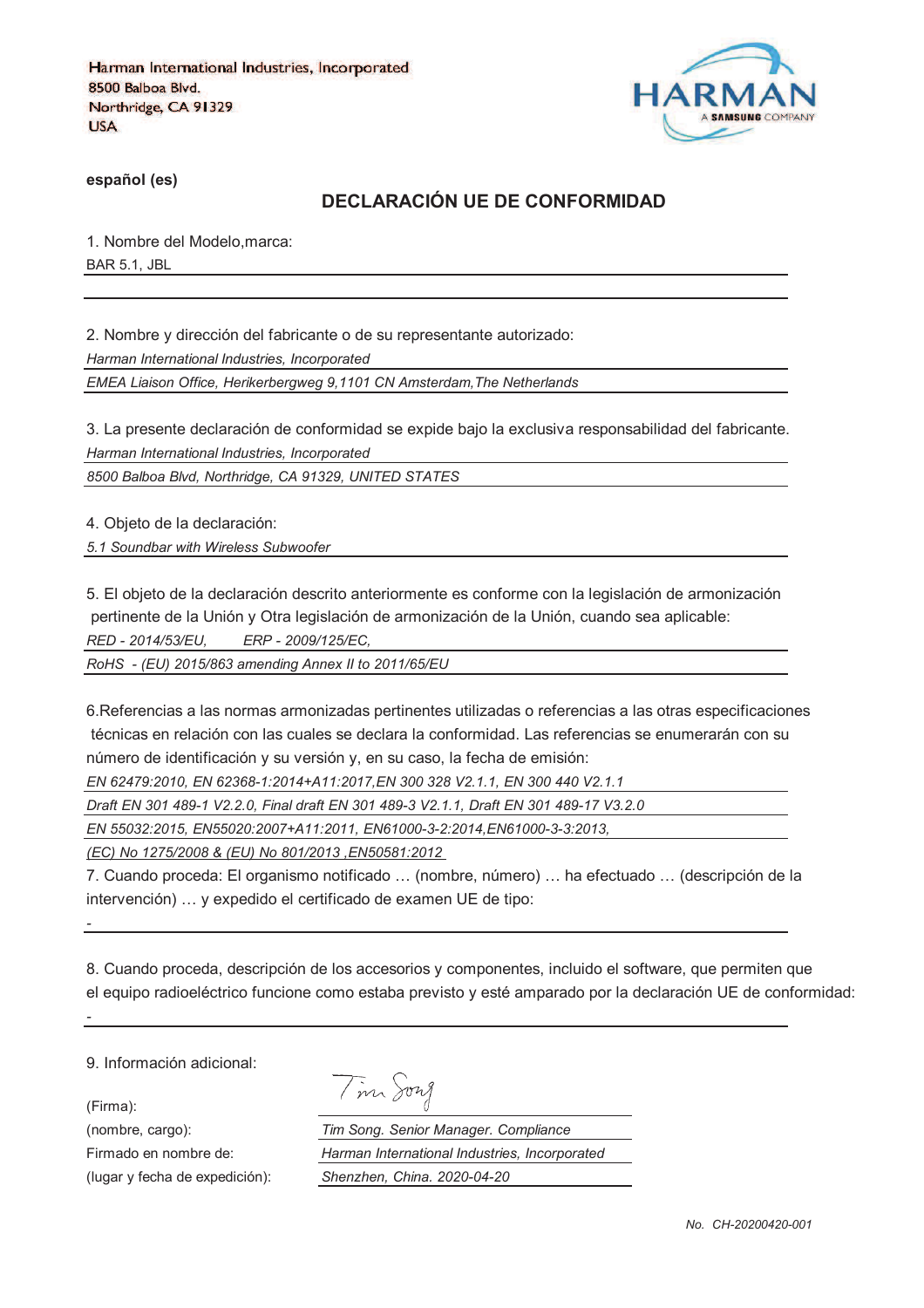Harman International Industries, Incorporated
8500 Balboa Blvd.
Northridge, CA 91329
USA

HARMAN
A SAMSUNG COMPANY

**español (es)**

## DECLARACIÓN UE DE CONFORMIDAD

1. Nombre del Modelo,marca:

BAR 5.1, JBL

2. Nombre y dirección del fabricante o de su representante autorizado:

*Harman International Industries, Incorporated*

*EMEA Liaison Office, Herikerbergweg 9,1101 CN Amsterdam,The Netherlands*

3. La presente declaración de conformidad se expide bajo la exclusiva responsabilidad del fabricante.

*Harman International Industries, Incorporated*

*8500 Balboa Blvd, Northridge, CA 91329, UNITED STATES*

4. Objeto de la declaración:

*5.1 Soundbar with Wireless Subwoofer*

5. El objeto de la declaración descrito anteriormente es conforme con la legislación de armonización pertinente de la Unión y Otra legislación de armonización de la Unión, cuando sea aplicable:

*RED - 2014/53/EU,        ERP - 2009/125/EC,*

*RoHS  - (EU) 2015/863 amending Annex II to 2011/65/EU*

6.Referencias a las normas armonizadas pertinentes utilizadas o referencias a las otras especificaciones técnicas en relación con las cuales se declara la conformidad. Las referencias se enumerarán con su número de identificación y su versión y, en su caso, la fecha de emisión:

*EN 62479:2010, EN 62368-1:2014+A11:2017,EN 300 328 V2.1.1, EN 300 440 V2.1.1*

*Draft EN 301 489-1 V2.2.0, Final draft EN 301 489-3 V2.1.1, Draft EN 301 489-17 V3.2.0*

*EN 55032:2015, EN55020:2007+A11:2011, EN61000-3-2:2014,EN61000-3-3:2013,*

*(EC) No 1275/2008 & (EU) No 801/2013 ,EN50581:2012*

7. Cuando proceda: El organismo notificado … (nombre, número) … ha efectuado … (descripción de la intervención) … y expedido el certificado de examen UE de tipo:

-

8. Cuando proceda, descripción de los accesorios y componentes, incluido el software, que permiten que el equipo radioeléctrico funcione como estaba previsto y esté amparado por la declaración UE de conformidad:

-

9. Información adicional:

| | |
|---|---|
| (Firma): | Tim Song |
| (nombre, cargo): | *Tim Song. Senior Manager. Compliance* |
| Firmado en nombre de: | *Harman International Industries, Incorporated* |
| (lugar y fecha de expedición): | *Shenzhen, China. 2020-04-20* |

*No.  CH-20200420-001*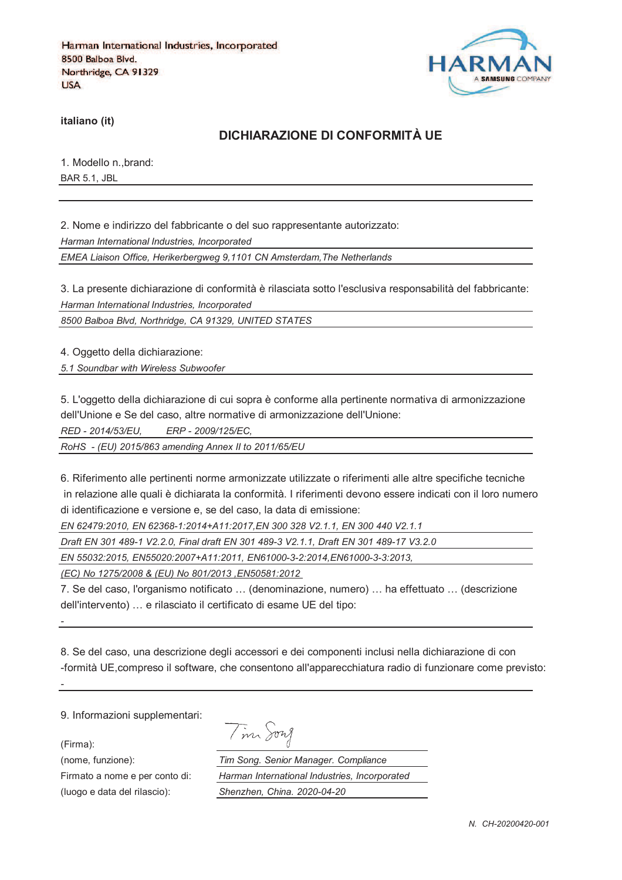Harman International Industries, Incorporated
8500 Balboa Blvd.
Northridge, CA 91329
USA

HARMAN
A SAMSUNG COMPANY

**italiano (it)**

## DICHIARAZIONE DI CONFORMITÀ UE

1. Modello n.,brand:

BAR 5.1, JBL

2. Nome e indirizzo del fabbricante o del suo rappresentante autorizzato:

*Harman International Industries, Incorporated*

*EMEA Liaison Office, Herikerbergweg 9,1101 CN Amsterdam,The Netherlands*

3. La presente dichiarazione di conformità è rilasciata sotto l'esclusiva responsabilità del fabbricante:

*Harman International Industries, Incorporated*

*8500 Balboa Blvd, Northridge, CA 91329, UNITED STATES*

4. Oggetto della dichiarazione:

*5.1 Soundbar with Wireless Subwoofer*

5. L'oggetto della dichiarazione di cui sopra è conforme alla pertinente normativa di armonizzazione dell'Unione e Se del caso, altre normative di armonizzazione dell'Unione:

*RED - 2014/53/EU,     ERP - 2009/125/EC,*

*RoHS - (EU) 2015/863 amending Annex II to 2011/65/EU*

6. Riferimento alle pertinenti norme armonizzate utilizzate o riferimenti alle altre specifiche tecniche in relazione alle quali è dichiarata la conformità. I riferimenti devono essere indicati con il loro numero di identificazione e versione e, se del caso, la data di emissione:

*EN 62479:2010, EN 62368-1:2014+A11:2017,EN 300 328 V2.1.1, EN 300 440 V2.1.1*

*Draft EN 301 489-1 V2.2.0, Final draft EN 301 489-3 V2.1.1, Draft EN 301 489-17 V3.2.0*

*EN 55032:2015, EN55020:2007+A11:2011, EN61000-3-2:2014,EN61000-3-3:2013,*

*(EC) No 1275/2008 & (EU) No 801/2013 ,EN50581:2012*

7. Se del caso, l'organismo notificato … (denominazione, numero) … ha effettuato … (descrizione dell'intervento) … e rilasciato il certificato di esame UE del tipo:

-

8. Se del caso, una descrizione degli accessori e dei componenti inclusi nella dichiarazione di con -formità UE,compreso il software, che consentono all'apparecchiatura radio di funzionare come previsto:

-

9. Informazioni supplementari:

(Firma): Tim Song

(nome, funzione): *Tim Song. Senior Manager. Compliance*

Firmato a nome e per conto di: *Harman International Industries, Incorporated*

(luogo e data del rilascio): *Shenzhen, China. 2020-04-20*

*N. CH-20200420-001*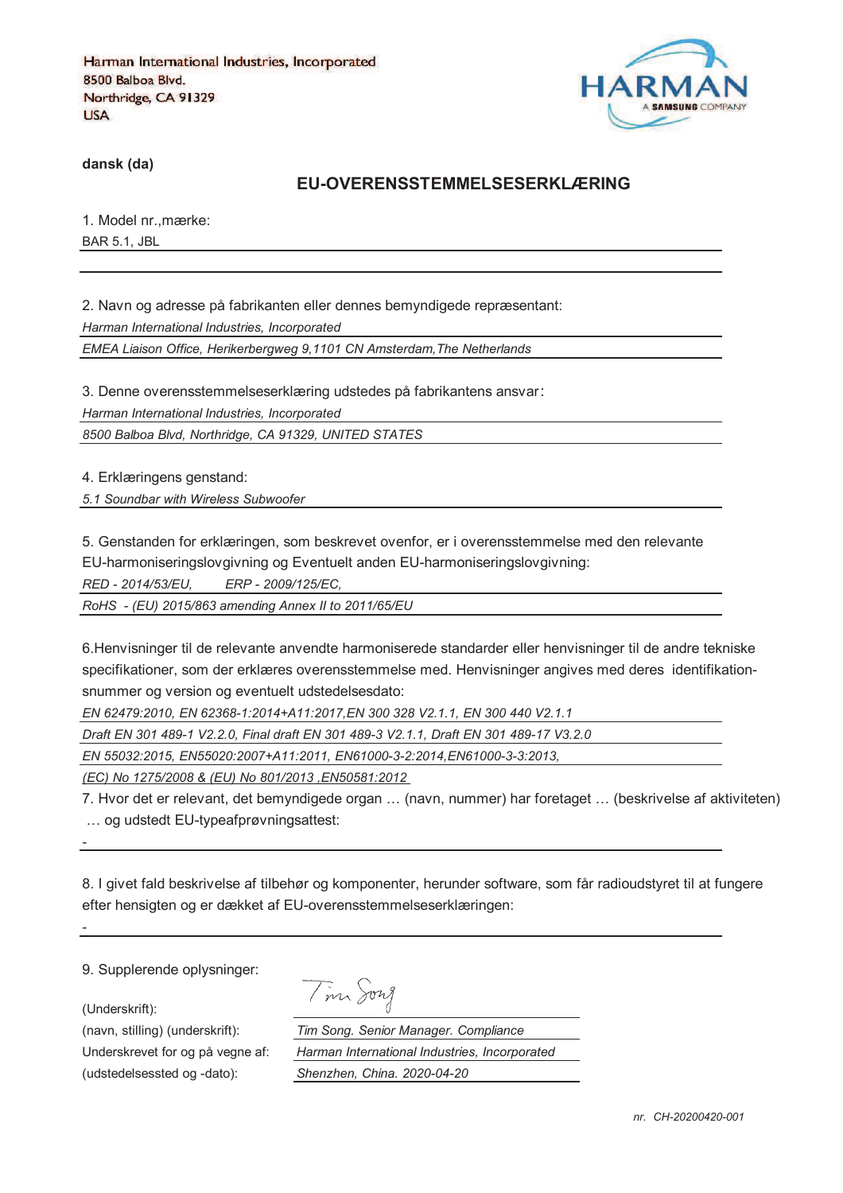Harman International Industries, Incorporated
8500 Balboa Blvd.
Northridge, CA 91329
USA

**dansk (da)**

## EU-OVERENSSTEMMELSESERKLÆRING

1. Model nr.,mærke:

BAR 5.1, JBL

2. Navn og adresse på fabrikanten eller dennes bemyndigede repræsentant:

*Harman International Industries, Incorporated*

*EMEA Liaison Office, Herikerbergweg 9,1101 CN Amsterdam,The Netherlands*

3. Denne overensstemmelseserklæring udstedes på fabrikantens ansvar:

*Harman International Industries, Incorporated*

*8500 Balboa Blvd, Northridge, CA 91329, UNITED STATES*

4. Erklæringens genstand:

*5.1 Soundbar with Wireless Subwoofer*

5. Genstanden for erklæringen, som beskrevet ovenfor, er i overensstemmelse med den relevante EU-harmoniseringslovgivning og Eventuelt anden EU-harmoniseringslovgivning:

*RED - 2014/53/EU, ERP - 2009/125/EC,*

*RoHS - (EU) 2015/863 amending Annex II to 2011/65/EU*

6.Henvisninger til de relevante anvendte harmoniserede standarder eller henvisninger til de andre tekniske specifikationer, som der erklæres overensstemmelse med. Henvisninger angives med deres identifikation-snummer og version og eventuelt udstedelsesdato:

*EN 62479:2010, EN 62368-1:2014+A11:2017,EN 300 328 V2.1.1, EN 300 440 V2.1.1*

*Draft EN 301 489-1 V2.2.0, Final draft EN 301 489-3 V2.1.1, Draft EN 301 489-17 V3.2.0*

*EN 55032:2015, EN55020:2007+A11:2011, EN61000-3-2:2014,EN61000-3-3:2013,*

*(EC) No 1275/2008 & (EU) No 801/2013 ,EN50581:2012*

7. Hvor det er relevant, det bemyndigede organ … (navn, nummer) har foretaget … (beskrivelse af aktiviteten) … og udstedt EU-typeafprøvningsattest:

-

8. I givet fald beskrivelse af tilbehør og komponenter, herunder software, som får radioudstyret til at fungere efter hensigten og er dækket af EU-overensstemmelseserklæringen:

-

9. Supplerende oplysninger:

(Underskrift):

(navn, stilling) (underskrift): *Tim Song. Senior Manager. Compliance*

Underskrevet for og på vegne af: *Harman International Industries, Incorporated*

(udstedelsessted og -dato): *Shenzhen, China. 2020-04-20*

*nr. CH-20200420-001*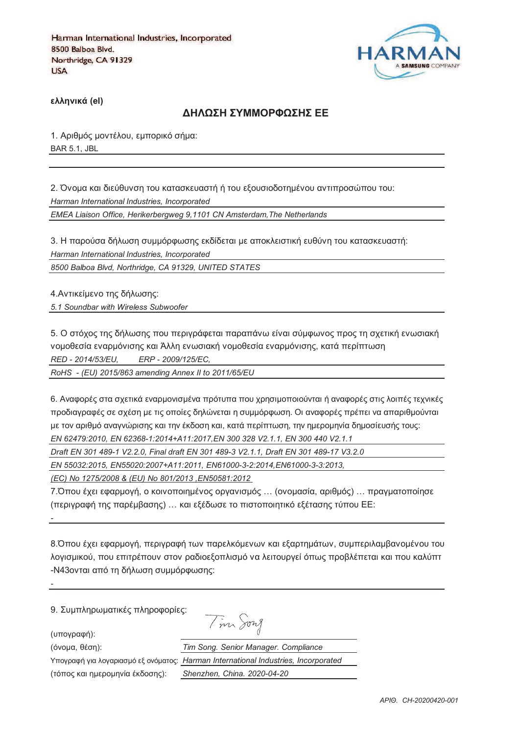Harman International Industries, Incorporated
8500 Balboa Blvd.
Northridge, CA 91329
USA

**ελληνικά (el)**

## ΔΗΛΩΣΗ ΣΥΜΜΟΡΦΩΣΗΣ ΕΕ

1. Αριθμός μοντέλου, εμπορικό σήμα:
BAR 5.1, JBL

2. Όνομα και διεύθυνση του κατασκευαστή ή του εξουσιοδοτημένου αντιπροσώπου του:
*Harman International Industries, Incorporated*
*EMEA Liaison Office, Herikerbergweg 9,1101 CN Amsterdam,The Netherlands*

3. Η παρούσα δήλωση συμμόρφωσης εκδίδεται με αποκλειστική ευθύνη του κατασκευαστή:
*Harman International Industries, Incorporated*
*8500 Balboa Blvd, Northridge, CA 91329, UNITED STATES*

4.Αντικείμενο της δήλωσης:
*5.1 Soundbar with Wireless Subwoofer*

5. Ο στόχος της δήλωσης που περιγράφεται παραπάνω είναι σύμφωνος προς τη σχετική ενωσιακή νομοθεσία εναρμόνισης και Άλλη ενωσιακή νομοθεσία εναρμόνισης, κατά περίπτωση
*RED - 2014/53/EU, ERP - 2009/125/EC,*
*RoHS - (EU) 2015/863 amending Annex II to 2011/65/EU*

6. Αναφορές στα σχετικά εναρμονισμένα πρότυπα που χρησιμοποιούνται ή αναφορές στις λοιπές τεχνικές προδιαγραφές σε σχέση με τις οποίες δηλώνεται η συμμόρφωση. Οι αναφορές πρέπει να απαριθμούνται με τον αριθμό αναγνώρισης και την έκδοση και, κατά περίπτωση, την ημερομηνία δημοσίευσής τους:
*EN 62479:2010, EN 62368-1:2014+A11:2017,EN 300 328 V2.1.1, EN 300 440 V2.1.1*
*Draft EN 301 489-1 V2.2.0, Final draft EN 301 489-3 V2.1.1, Draft EN 301 489-17 V3.2.0*
*EN 55032:2015, EN55020:2007+A11:2011, EN61000-3-2:2014,EN61000-3-3:2013,*
*(EC) No 1275/2008 & (EU) No 801/2013 ,EN50581:2012*

7.Όπου έχει εφαρμογή, ο κοινοποιημένος οργανισμός … (ονομασία, αριθμός) … πραγματοποίησε (περιγραφή της παρέμβασης) … και εξέδωσε το πιστοποιητικό εξέτασης τύπου ΕΕ:
-

8.Όπου έχει εφαρμογή, περιγραφή των παρελκόμενων και εξαρτημάτων, συμπεριλαμβανομένου του λογισμικού, που επιτρέπουν στον ραδιοεξοπλισμό να λειτουργεί όπως προβλέπεται και που καλύπτ -N43ονται από τη δήλωση συμμόρφωσης:
-

9. Συμπληρωματικές πληροφορίες:

(υπογραφή):
(όνομα, θέση): *Tim Song. Senior Manager. Compliance*
Υπογραφή για λογαριασμό εξ ονόματος: *Harman International Industries, Incorporated*
(τόπος και ημερομηνία έκδοσης): *Shenzhen, China. 2020-04-20*

*ΑΡΙΘ. CH-20200420-001*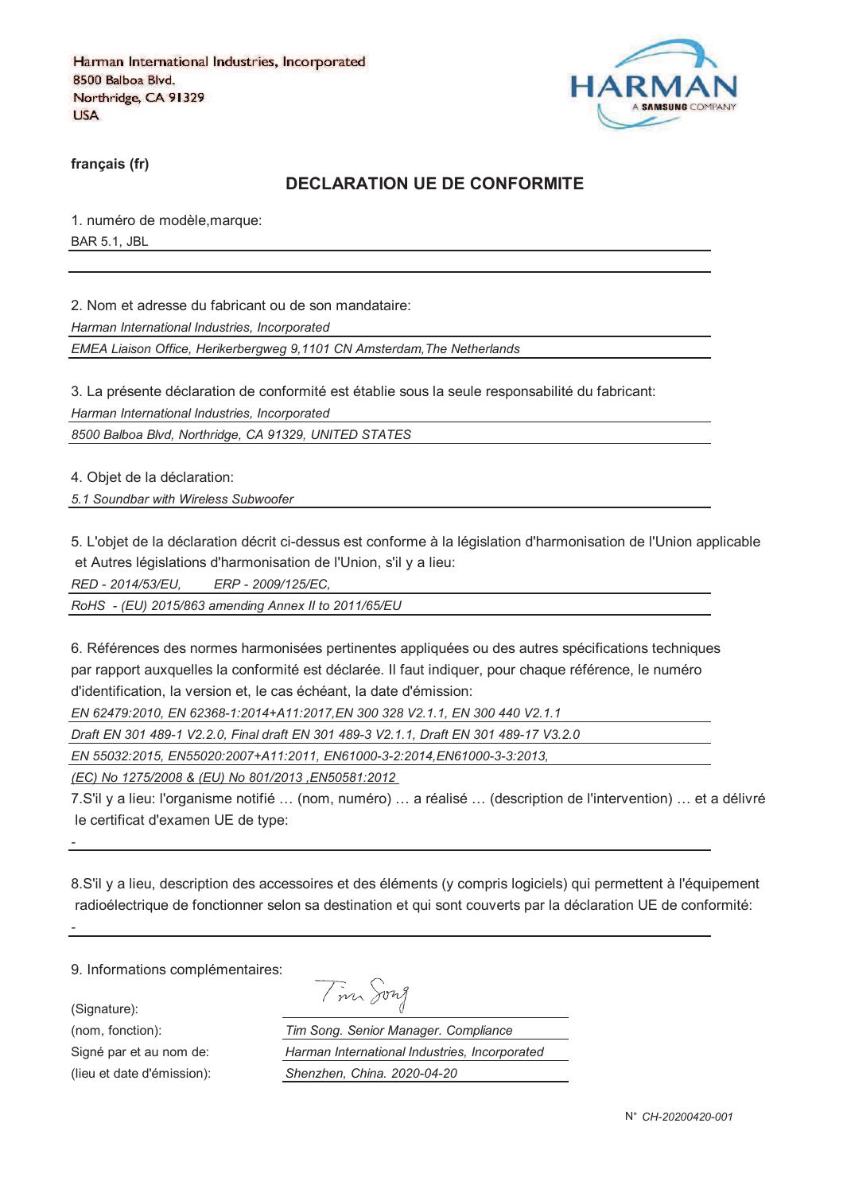Harman International Industries, Incorporated
8500 Balboa Blvd.
Northridge, CA 91329
USA

HARMAN
A SAMSUNG COMPANY

**français (fr)**

## DECLARATION UE DE CONFORMITE

1. numéro de modèle,marque:

BAR 5.1, JBL

2. Nom et adresse du fabricant ou de son mandataire:

*Harman International Industries, Incorporated*

*EMEA Liaison Office, Herikerbergweg 9,1101 CN Amsterdam,The Netherlands*

3. La présente déclaration de conformité est établie sous la seule responsabilité du fabricant:

*Harman International Industries, Incorporated*

*8500 Balboa Blvd, Northridge, CA 91329, UNITED STATES*

4. Objet de la déclaration:

*5.1 Soundbar with Wireless Subwoofer*

5. L'objet de la déclaration décrit ci-dessus est conforme à la législation d'harmonisation de l'Union applicable et Autres législations d'harmonisation de l'Union, s'il y a lieu:

*RED - 2014/53/EU, ERP - 2009/125/EC,*

*RoHS - (EU) 2015/863 amending Annex II to 2011/65/EU*

6. Références des normes harmonisées pertinentes appliquées ou des autres spécifications techniques par rapport auxquelles la conformité est déclarée. Il faut indiquer, pour chaque référence, le numéro d'identification, la version et, le cas échéant, la date d'émission:

*EN 62479:2010, EN 62368-1:2014+A11:2017,EN 300 328 V2.1.1, EN 300 440 V2.1.1*

*Draft EN 301 489-1 V2.2.0, Final draft EN 301 489-3 V2.1.1, Draft EN 301 489-17 V3.2.0*

*EN 55032:2015, EN55020:2007+A11:2011, EN61000-3-2:2014,EN61000-3-3:2013,*

*(EC) No 1275/2008 & (EU) No 801/2013 ,EN50581:2012*

7.S'il y a lieu: l'organisme notifié … (nom, numéro) … a réalisé … (description de l'intervention) … et a délivré le certificat d'examen UE de type:

-

8.S'il y a lieu, description des accessoires et des éléments (y compris logiciels) qui permettent à l'équipement radioélectrique de fonctionner selon sa destination et qui sont couverts par la déclaration UE de conformité:

-

9. Informations complémentaires:

(Signature): Tim Song

(nom, fonction): *Tim Song. Senior Manager. Compliance*

Signé par et au nom de: *Harman International Industries, Incorporated*

(lieu et date d'émission): *Shenzhen, China. 2020-04-20*

N° *CH-20200420-001*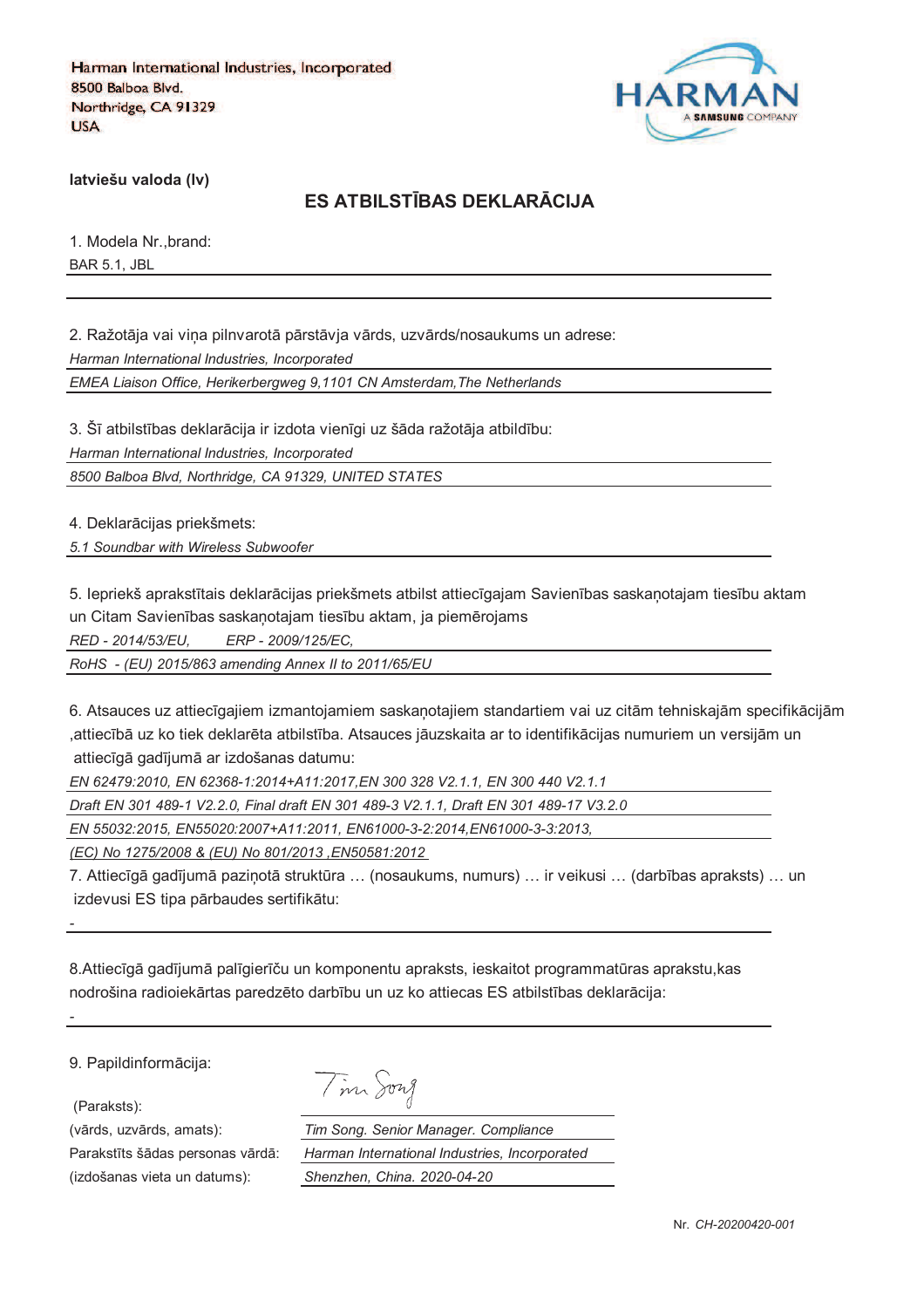Harman International Industries, Incorporated
8500 Balboa Blvd.
Northridge, CA 91329
USA

HARMAN
A SAMSUNG COMPANY

**latviešu valoda (lv)**

## ES ATBILSTĪBAS DEKLARĀCIJA

1. Modela Nr.,brand:

BAR 5.1, JBL

2. Ražotāja vai viņa pilnvarotā pārstāvja vārds, uzvārds/nosaukums un adrese:

*Harman International Industries, Incorporated*

*EMEA Liaison Office, Herikerbergweg 9,1101 CN Amsterdam,The Netherlands*

3. Šī atbilstības deklarācija ir izdota vienīgi uz šāda ražotāja atbildību:

*Harman International Industries, Incorporated*

*8500 Balboa Blvd, Northridge, CA 91329, UNITED STATES*

4. Deklarācijas priekšmets:

*5.1 Soundbar with Wireless Subwoofer*

5. Iepriekš aprakstītais deklarācijas priekšmets atbilst attiecīgajam Savienības saskaņotajam tiesību aktam un Citam Savienības saskaņotajam tiesību aktam, ja piemērojams

*RED - 2014/53/EU, ERP - 2009/125/EC,*

*RoHS - (EU) 2015/863 amending Annex II to 2011/65/EU*

6. Atsauces uz attiecīgajiem izmantojamiem saskaņotajiem standartiem vai uz citām tehniskajām specifikācijām ,attiecībā uz ko tiek deklarēta atbilstība. Atsauces jāuzskaita ar to identifikācijas numuriem un versijām un attiecīgā gadījumā ar izdošanas datumu:

*EN 62479:2010, EN 62368-1:2014+A11:2017,EN 300 328 V2.1.1, EN 300 440 V2.1.1*

*Draft EN 301 489-1 V2.2.0, Final draft EN 301 489-3 V2.1.1, Draft EN 301 489-17 V3.2.0*

*EN 55032:2015, EN55020:2007+A11:2011, EN61000-3-2:2014,EN61000-3-3:2013,*

*(EC) No 1275/2008 & (EU) No 801/2013 ,EN50581:2012*

7. Attiecīgā gadījumā paziņotā struktūra … (nosaukums, numurs) … ir veikusi … (darbības apraksts) … un izdevusi ES tipa pārbaudes sertifikātu:

-

8.Attiecīgā gadījumā palīgierīču un komponentu apraksts, ieskaitot programmatūras aprakstu,kas nodrošina radioiekārtas paredzēto darbību un uz ko attiecas ES atbilstības deklarācija:

-

9. Papildinformācija:

(Paraksts):

(vārds, uzvārds, amats): *Tim Song. Senior Manager. Compliance*

Parakstīts šādas personas vārdā: *Harman International Industries, Incorporated*

(izdošanas vieta un datums): *Shenzhen, China. 2020-04-20*

Nr. *CH-20200420-001*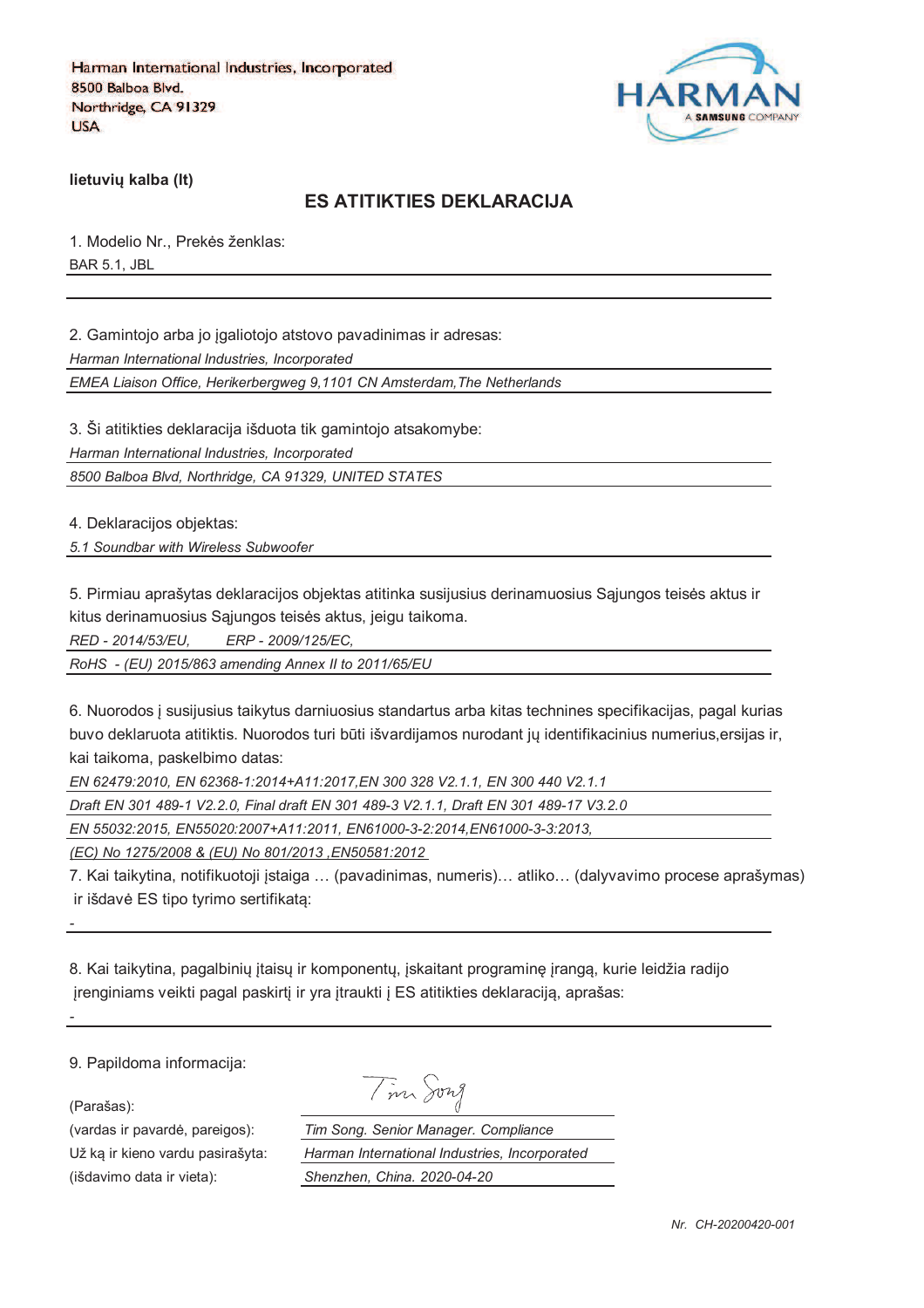Harman International Industries, Incorporated
8500 Balboa Blvd.
Northridge, CA 91329
USA

HARMAN
A SAMSUNG COMPANY

**lietuvių kalba (lt)**

## ES ATITIKTIES DEKLARACIJA

1. Modelio Nr., Prekės ženklas:

BAR 5.1, JBL

2. Gamintojo arba jo įgaliotojo atstovo pavadinimas ir adresas:

*Harman International Industries, Incorporated*

*EMEA Liaison Office, Herikerbergweg 9,1101 CN Amsterdam,The Netherlands*

3. Ši atitikties deklaracija išduota tik gamintojo atsakomybe:

*Harman International Industries, Incorporated*

*8500 Balboa Blvd, Northridge, CA 91329, UNITED STATES*

4. Deklaracijos objektas:

*5.1 Soundbar with Wireless Subwoofer*

5. Pirmiau aprašytas deklaracijos objektas atitinka susijusius derinamuosius Sąjungos teisės aktus ir kitus derinamuosius Sąjungos teisės aktus, jeigu taikoma.

*RED - 2014/53/EU, ERP - 2009/125/EC,*

*RoHS - (EU) 2015/863 amending Annex II to 2011/65/EU*

6. Nuorodos į susijusius taikytus darniuosius standartus arba kitas technines specifikacijas, pagal kurias buvo deklaruota atitiktis. Nuorodos turi būti išvardijamos nurodant jų identifikacinius numerius,ersijas ir, kai taikoma, paskelbimo datas:

*EN 62479:2010, EN 62368-1:2014+A11:2017,EN 300 328 V2.1.1, EN 300 440 V2.1.1*

*Draft EN 301 489-1 V2.2.0, Final draft EN 301 489-3 V2.1.1, Draft EN 301 489-17 V3.2.0*

*EN 55032:2015, EN55020:2007+A11:2011, EN61000-3-2:2014,EN61000-3-3:2013,*

*(EC) No 1275/2008 & (EU) No 801/2013 ,EN50581:2012*

7. Kai taikytina, notifikuotoji įstaiga … (pavadinimas, numeris)… atliko… (dalyvavimo procese aprašymas) ir išdavė ES tipo tyrimo sertifikatą:

-

8. Kai taikytina, pagalbinių įtaisų ir komponentų, įskaitant programinę įrangą, kurie leidžia radijo įrenginiams veikti pagal paskirtį ir yra įtraukti į ES atitikties deklaraciją, aprašas:

-

9. Papildoma informacija:

(Parašas): Tim Song

(vardas ir pavardė, pareigos): *Tim Song. Senior Manager. Compliance*

Už ką ir kieno vardu pasirašyta: *Harman International Industries, Incorporated*

(išdavimo data ir vieta): *Shenzhen, China. 2020-04-20*

*Nr. CH-20200420-001*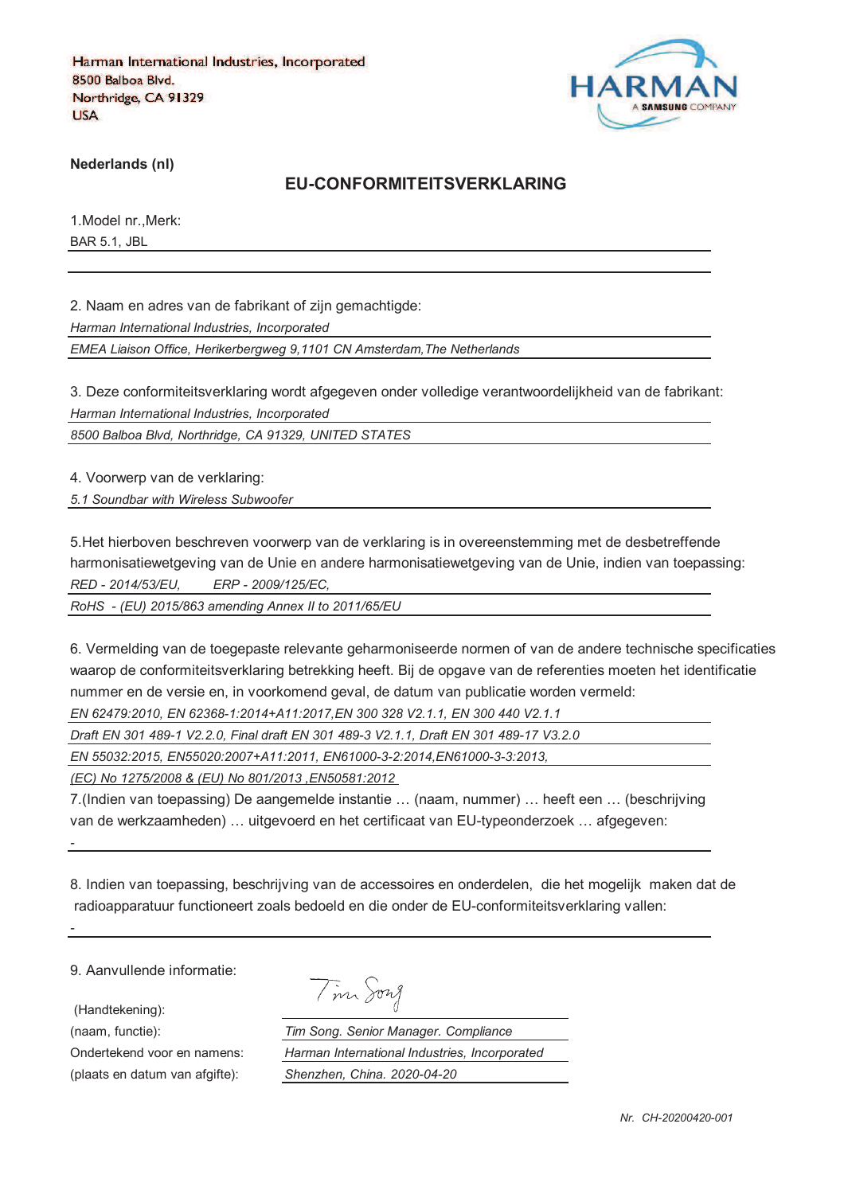Harman International Industries, Incorporated
8500 Balboa Blvd.
Northridge, CA 91329
USA

HARMAN
A SAMSUNG COMPANY

**Nederlands (nl)**

## EU-CONFORMITEITSVERKLARING

1.Model nr.,Merk:

BAR 5.1, JBL

2. Naam en adres van de fabrikant of zijn gemachtigde:

*Harman International Industries, Incorporated*

*EMEA Liaison Office, Herikerbergweg 9,1101 CN Amsterdam,The Netherlands*

3. Deze conformiteitsverklaring wordt afgegeven onder volledige verantwoordelijkheid van de fabrikant:

*Harman International Industries, Incorporated*

*8500 Balboa Blvd, Northridge, CA 91329, UNITED STATES*

4. Voorwerp van de verklaring:

*5.1 Soundbar with Wireless Subwoofer*

5.Het hierboven beschreven voorwerp van de verklaring is in overeenstemming met de desbetreffende harmonisatiewetgeving van de Unie en andere harmonisatiewetgeving van de Unie, indien van toepassing:

*RED - 2014/53/EU, ERP - 2009/125/EC,*

*RoHS - (EU) 2015/863 amending Annex II to 2011/65/EU*

6. Vermelding van de toegepaste relevante geharmoniseerde normen of van de andere technische specificaties waarop de conformiteitsverklaring betrekking heeft. Bij de opgave van de referenties moeten het identificatie nummer en de versie en, in voorkomend geval, de datum van publicatie worden vermeld:

*EN 62479:2010, EN 62368-1:2014+A11:2017,EN 300 328 V2.1.1, EN 300 440 V2.1.1*

*Draft EN 301 489-1 V2.2.0, Final draft EN 301 489-3 V2.1.1, Draft EN 301 489-17 V3.2.0*

*EN 55032:2015, EN55020:2007+A11:2011, EN61000-3-2:2014,EN61000-3-3:2013,*

*(EC) No 1275/2008 & (EU) No 801/2013 ,EN50581:2012*

7.(Indien van toepassing) De aangemelde instantie … (naam, nummer) … heeft een … (beschrijving van de werkzaamheden) … uitgevoerd en het certificaat van EU-typeonderzoek … afgegeven:

-

8. Indien van toepassing, beschrijving van de accessoires en onderdelen, die het mogelijk maken dat de radioapparatuur functioneert zoals bedoeld en die onder de EU-conformiteitsverklaring vallen:

-

9. Aanvullende informatie:

| | |
|---|---|
| (Handtekening): | Tim Song |
| (naam, functie): | *Tim Song. Senior Manager. Compliance* |
| Ondertekend voor en namens: | *Harman International Industries, Incorporated* |
| (plaats en datum van afgifte): | *Shenzhen, China. 2020-04-20* |

*Nr. CH-20200420-001*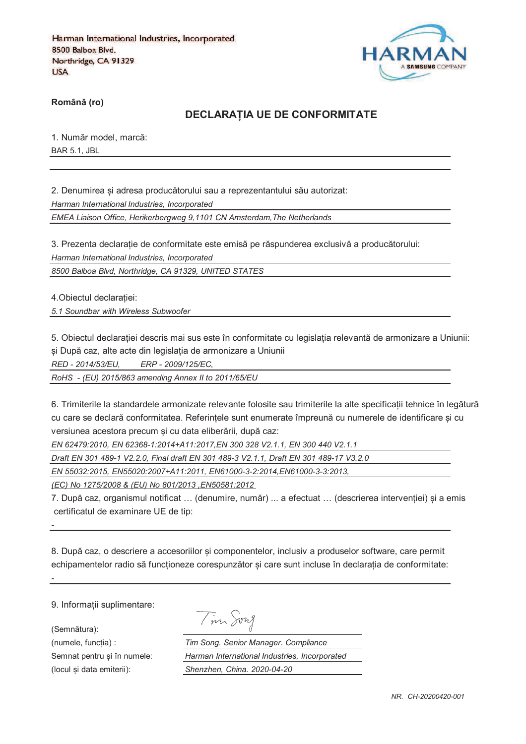Harman International Industries, Incorporated
8500 Balboa Blvd.
Northridge, CA 91329
USA

HARMAN
A SAMSUNG COMPANY

**Română (ro)**

## DECLARAȚIA UE DE CONFORMITATE

1. Număr model, marcă:
BAR 5.1, JBL

2. Denumirea și adresa producătorului sau a reprezentantului său autorizat:
*Harman International Industries, Incorporated*
*EMEA Liaison Office, Herikerbergweg 9,1101 CN Amsterdam,The Netherlands*

3. Prezenta declarație de conformitate este emisă pe răspunderea exclusivă a producătorului:
*Harman International Industries, Incorporated*
*8500 Balboa Blvd, Northridge, CA 91329, UNITED STATES*

4.Obiectul declarației:
*5.1 Soundbar with Wireless Subwoofer*

5. Obiectul declarației descris mai sus este în conformitate cu legislația relevantă de armonizare a Uniunii: și După caz, alte acte din legislația de armonizare a Uniunii
*RED - 2014/53/EU, ERP - 2009/125/EC,*
*RoHS - (EU) 2015/863 amending Annex II to 2011/65/EU*

6. Trimiterile la standardele armonizate relevante folosite sau trimiterile la alte specificații tehnice în legătură cu care se declară conformitatea. Referințele sunt enumerate împreună cu numerele de identificare și cu versiunea acestora precum și cu data eliberării, după caz:
*EN 62479:2010, EN 62368-1:2014+A11:2017,EN 300 328 V2.1.1, EN 300 440 V2.1.1*
*Draft EN 301 489-1 V2.2.0, Final draft EN 301 489-3 V2.1.1, Draft EN 301 489-17 V3.2.0*
*EN 55032:2015, EN55020:2007+A11:2011, EN61000-3-2:2014,EN61000-3-3:2013,*
*(EC) No 1275/2008 & (EU) No 801/2013 ,EN50581:2012*

7. După caz, organismul notificat … (denumire, număr) ... a efectuat … (descrierea intervenției) și a emis certificatul de examinare UE de tip:
-

8. După caz, o descriere a accesoriilor și componentelor, inclusiv a produselor software, care permit echipamentelor radio să funcționeze corespunzător și care sunt incluse în declarația de conformitate:
-

9. Informații suplimentare:

(Semnătura): Tim Song
(numele, funcția) : *Tim Song. Senior Manager. Compliance*
Semnat pentru și în numele: *Harman International Industries, Incorporated*
(locul și data emiterii): *Shenzhen, China. 2020-04-20*

*NR. CH-20200420-001*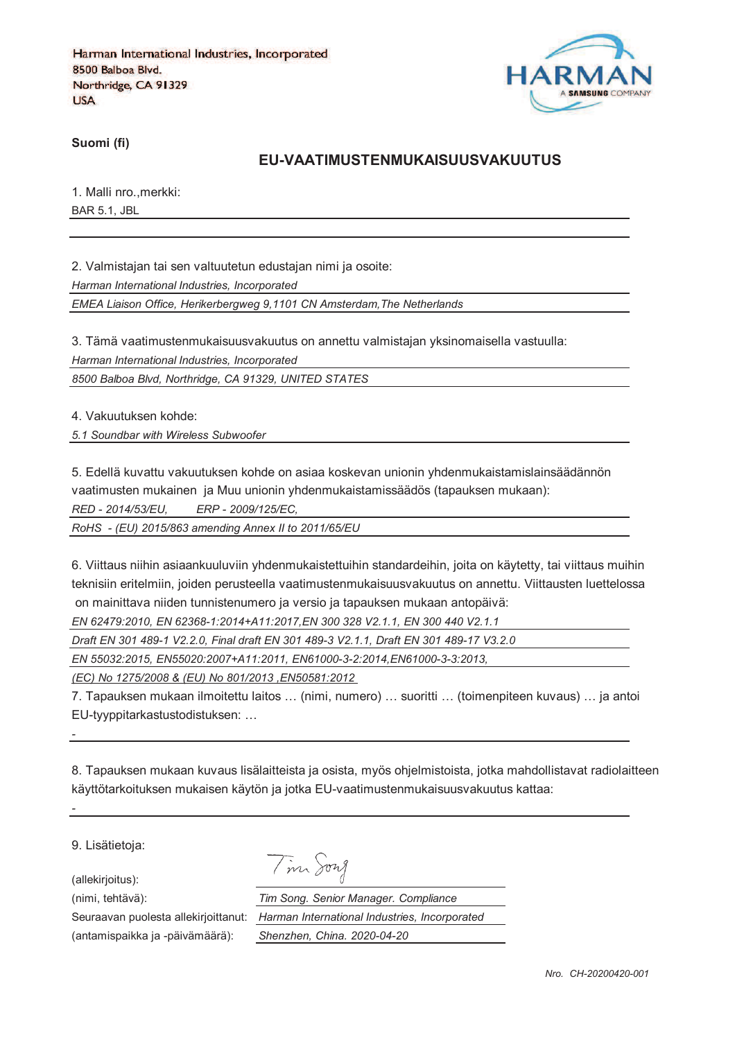Harman International Industries, Incorporated
8500 Balboa Blvd.
Northridge, CA 91329
USA

HARMAN
A SAMSUNG COMPANY

**Suomi (fi)**

## EU-VAATIMUSTENMUKAISUUSVAKUUTUS

1. Malli nro.,merkki:

BAR 5.1, JBL

2. Valmistajan tai sen valtuutetun edustajan nimi ja osoite:

*Harman International Industries, Incorporated*

*EMEA Liaison Office, Herikerbergweg 9,1101 CN Amsterdam,The Netherlands*

3. Tämä vaatimustenmukaisuusvakuutus on annettu valmistajan yksinomaisella vastuulla:

*Harman International Industries, Incorporated*

*8500 Balboa Blvd, Northridge, CA 91329, UNITED STATES*

4. Vakuutuksen kohde:

*5.1 Soundbar with Wireless Subwoofer*

5. Edellä kuvattu vakuutuksen kohde on asiaa koskevan unionin yhdenmukaistamislainsäädännön vaatimusten mukainen ja Muu unionin yhdenmukaistamissäädös (tapauksen mukaan):

*RED - 2014/53/EU,*        *ERP - 2009/125/EC,*

*RoHS - (EU) 2015/863 amending Annex II to 2011/65/EU*

6. Viittaus niihin asiaankuuluviin yhdenmukaistettuihin standardeihin, joita on käytetty, tai viittaus muihin teknisiin eritelmiin, joiden perusteella vaatimustenmukaisuusvakuutus on annettu. Viittausten luettelossa on mainittava niiden tunnistenumero ja versio ja tapauksen mukaan antopäivä:

*EN 62479:2010, EN 62368-1:2014+A11:2017,EN 300 328 V2.1.1, EN 300 440 V2.1.1*

*Draft EN 301 489-1 V2.2.0, Final draft EN 301 489-3 V2.1.1, Draft EN 301 489-17 V3.2.0*

*EN 55032:2015, EN55020:2007+A11:2011, EN61000-3-2:2014,EN61000-3-3:2013,*

*(EC) No 1275/2008 & (EU) No 801/2013 ,EN50581:2012*

7. Tapauksen mukaan ilmoitettu laitos … (nimi, numero) … suoritti … (toimenpiteen kuvaus) … ja antoi EU-tyyppitarkastustodistuksen: …

-

8. Tapauksen mukaan kuvaus lisälaitteista ja osista, myös ohjelmistoista, jotka mahdollistavat radiolaitteen käyttötarkoituksen mukaisen käytön ja jotka EU-vaatimustenmukaisuusvakuutus kattaa:

-

9. Lisätietoja:

(allekirjoitus): Tim Song

(nimi, tehtävä): *Tim Song. Senior Manager. Compliance*

Seuraavan puolesta allekirjoittanut: *Harman International Industries, Incorporated*

(antamispaikka ja -päivämäärä): *Shenzhen, China. 2020-04-20*

*Nro. CH-20200420-001*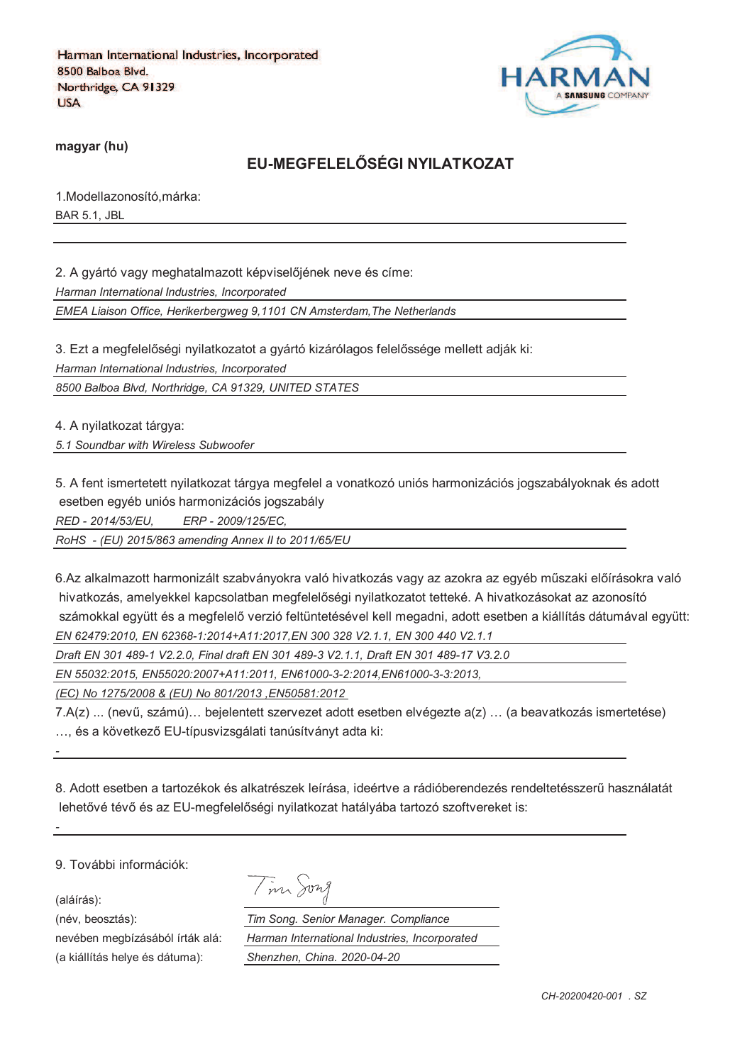Harman International Industries, Incorporated
8500 Balboa Blvd.
Northridge, CA 91329
USA

HARMAN
A SAMSUNG COMPANY

**magyar (hu)**

## EU-MEGFELELŐSÉGI NYILATKOZAT

1.Modellazonosító,márka:

BAR 5.1, JBL

2. A gyártó vagy meghatalmazott képviselőjének neve és címe:

*Harman International Industries, Incorporated*

*EMEA Liaison Office, Herikerbergweg 9,1101 CN Amsterdam,The Netherlands*

3. Ezt a megfelelőségi nyilatkozatot a gyártó kizárólagos felelőssége mellett adják ki:

*Harman International Industries, Incorporated*

*8500 Balboa Blvd, Northridge, CA 91329, UNITED STATES*

4. A nyilatkozat tárgya:

*5.1 Soundbar with Wireless Subwoofer*

5. A fent ismertetett nyilatkozat tárgya megfelel a vonatkozó uniós harmonizációs jogszabályoknak és adott esetben egyéb uniós harmonizációs jogszabály

*RED - 2014/53/EU, ERP - 2009/125/EC,*

*RoHS - (EU) 2015/863 amending Annex II to 2011/65/EU*

6.Az alkalmazott harmonizált szabványokra való hivatkozás vagy az azokra az egyéb műszaki előírásokra való hivatkozás, amelyekkel kapcsolatban megfelelőségi nyilatkozatot tetteké. A hivatkozásokat az azonosító számokkal együtt és a megfelelő verzió feltüntetésével kell megadni, adott esetben a kiállítás dátumával együtt:

*EN 62479:2010, EN 62368-1:2014+A11:2017,EN 300 328 V2.1.1, EN 300 440 V2.1.1*

*Draft EN 301 489-1 V2.2.0, Final draft EN 301 489-3 V2.1.1, Draft EN 301 489-17 V3.2.0*

*EN 55032:2015, EN55020:2007+A11:2011, EN61000-3-2:2014,EN61000-3-3:2013,*

*(EC) No 1275/2008 & (EU) No 801/2013 ,EN50581:2012*

7.A(z) ... (nevű, számú)… bejelentett szervezet adott esetben elvégezte a(z) … (a beavatkozás ismertetése) …, és a következő EU-típusvizsgálati tanúsítványt adta ki:

-

8. Adott esetben a tartozékok és alkatrészek leírása, ideértve a rádióberendezés rendeltetésszerű használatát lehetővé tévő és az EU-megfelelőségi nyilatkozat hatályába tartozó szoftvereket is:

-

9. További információk:

(aláírás): Tim Song

(név, beosztás): *Tim Song. Senior Manager. Compliance*

nevében megbízásából írták alá: *Harman International Industries, Incorporated*

(a kiállítás helye és dátuma): *Shenzhen, China. 2020-04-20*

*CH-20200420-001 . SZ*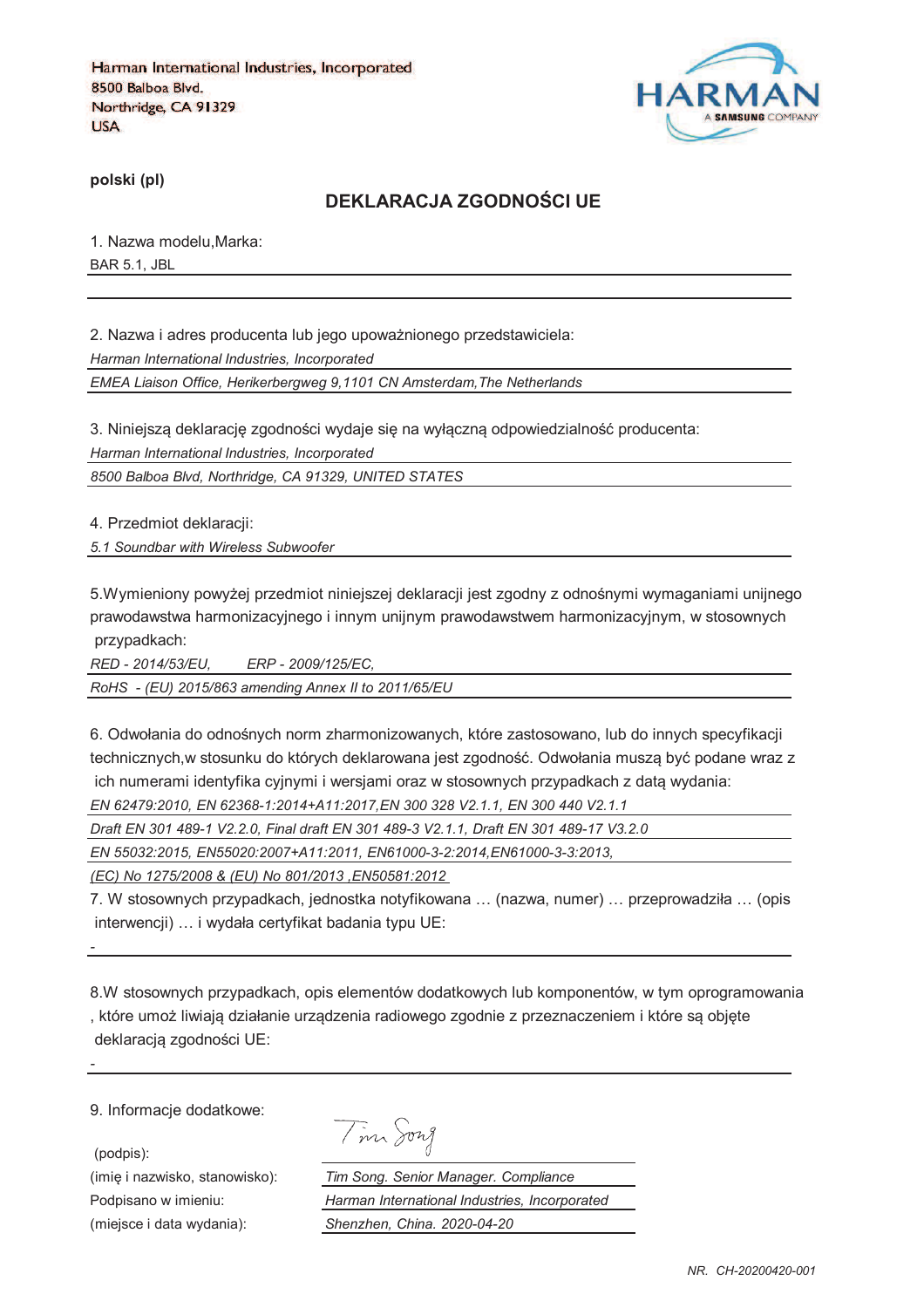Harman International Industries, Incorporated
8500 Balboa Blvd.
Northridge, CA 91329
USA

HARMAN
A SAMSUNG COMPANY

**polski (pl)**

## DEKLARACJA ZGODNOŚCI UE

1. Nazwa modelu,Marka:

BAR 5.1, JBL

2. Nazwa i adres producenta lub jego upoważnionego przedstawiciela:

*Harman International Industries, Incorporated*

*EMEA Liaison Office, Herikerbergweg 9,1101 CN Amsterdam,The Netherlands*

3. Niniejszą deklarację zgodności wydaje się na wyłączną odpowiedzialność producenta:

*Harman International Industries, Incorporated*

*8500 Balboa Blvd, Northridge, CA 91329, UNITED STATES*

4. Przedmiot deklaracji:

*5.1 Soundbar with Wireless Subwoofer*

5.Wymieniony powyżej przedmiot niniejszej deklaracji jest zgodny z odnośnymi wymaganiami unijnego prawodawstwa harmonizacyjnego i innym unijnym prawodawstwem harmonizacyjnym, w stosownych przypadkach:

*RED - 2014/53/EU,      ERP - 2009/125/EC,*

*RoHS - (EU) 2015/863 amending Annex II to 2011/65/EU*

6. Odwołania do odnośnych norm zharmonizowanych, które zastosowano, lub do innych specyfikacji technicznych,w stosunku do których deklarowana jest zgodność. Odwołania muszą być podane wraz z ich numerami identyfika cyjnymi i wersjami oraz w stosownych przypadkach z datą wydania:

*EN 62479:2010, EN 62368-1:2014+A11:2017,EN 300 328 V2.1.1, EN 300 440 V2.1.1*

*Draft EN 301 489-1 V2.2.0, Final draft EN 301 489-3 V2.1.1, Draft EN 301 489-17 V3.2.0*

*EN 55032:2015, EN55020:2007+A11:2011, EN61000-3-2:2014,EN61000-3-3:2013,*

*(EC) No 1275/2008 & (EU) No 801/2013 ,EN50581:2012*

7. W stosownych przypadkach, jednostka notyfikowana … (nazwa, numer) … przeprowadziła … (opis interwencji) … i wydała certyfikat badania typu UE:

-

8.W stosownych przypadkach, opis elementów dodatkowych lub komponentów, w tym oprogramowania , które umoż liwiają działanie urządzenia radiowego zgodnie z przeznaczeniem i które są objęte deklaracją zgodności UE:

-

9. Informacje dodatkowe:

(podpis): Tim Song

(imię i nazwisko, stanowisko): *Tim Song. Senior Manager. Compliance*

Podpisano w imieniu: *Harman International Industries, Incorporated*

(miejsce i data wydania): *Shenzhen, China. 2020-04-20*

*NR. CH-20200420-001*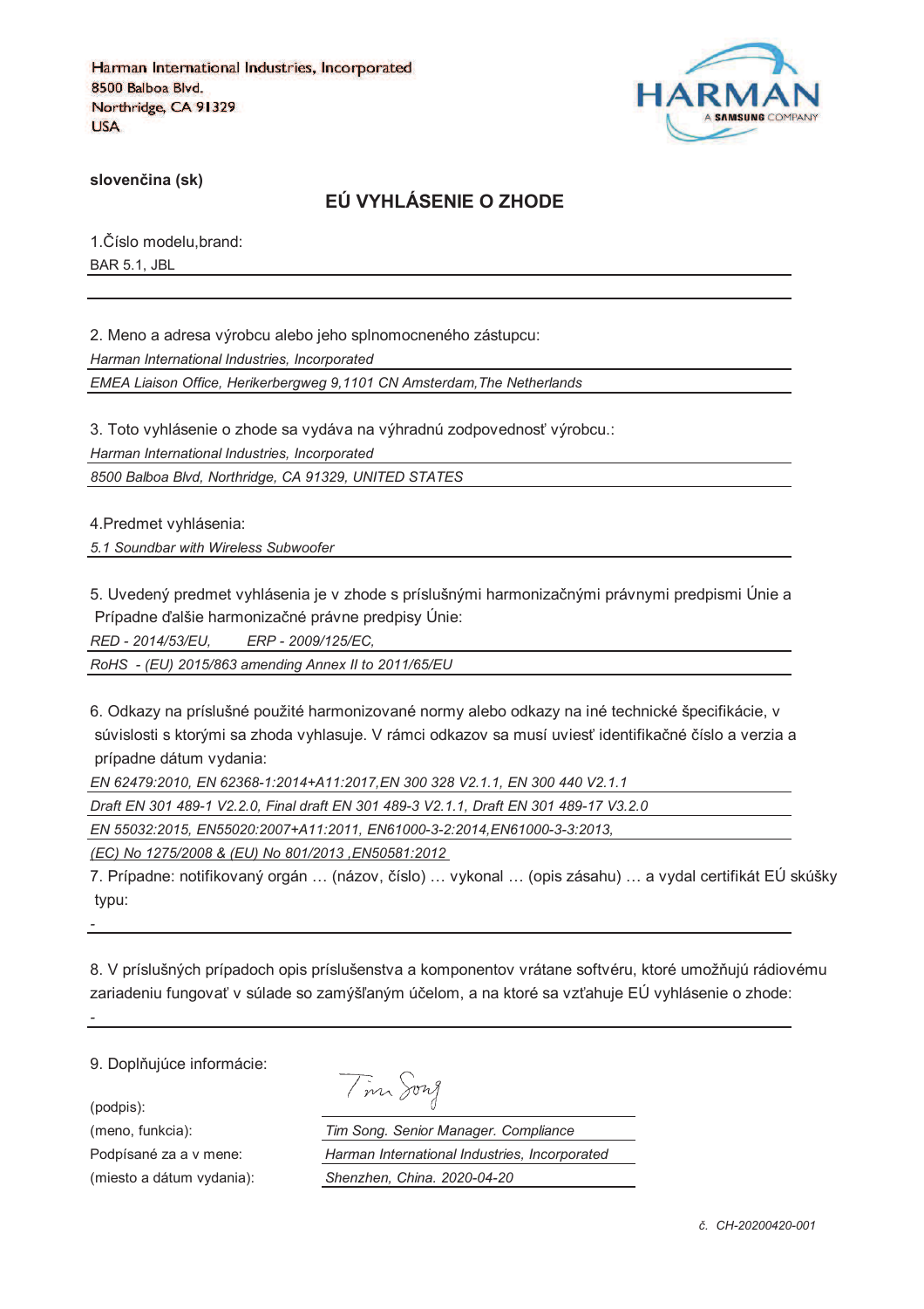Harman International Industries, Incorporated
8500 Balboa Blvd.
Northridge, CA 91329
USA

HARMAN
A SAMSUNG COMPANY

**slovenčina (sk)**

## EÚ VYHLÁSENIE O ZHODE

1.Číslo modelu,brand:

BAR 5.1, JBL

2. Meno a adresa výrobcu alebo jeho splnomocneného zástupcu:

*Harman International Industries, Incorporated*

*EMEA Liaison Office, Herikerbergweg 9,1101 CN Amsterdam,The Netherlands*

3. Toto vyhlásenie o zhode sa vydáva na výhradnú zodpovednosť výrobcu.:

*Harman International Industries, Incorporated*

*8500 Balboa Blvd, Northridge, CA 91329, UNITED STATES*

4.Predmet vyhlásenia:

*5.1 Soundbar with Wireless Subwoofer*

5. Uvedený predmet vyhlásenia je v zhode s príslušnými harmonizačnými právnymi predpismi Únie a Prípadne ďalšie harmonizačné právne predpisy Únie:

*RED - 2014/53/EU, ERP - 2009/125/EC,*

*RoHS - (EU) 2015/863 amending Annex II to 2011/65/EU*

6. Odkazy na príslušné použité harmonizované normy alebo odkazy na iné technické špecifikácie, v súvislosti s ktorými sa zhoda vyhlasuje. V rámci odkazov sa musí uviesť identifikačné číslo a verzia a prípadne dátum vydania:

*EN 62479:2010, EN 62368-1:2014+A11:2017,EN 300 328 V2.1.1, EN 300 440 V2.1.1*

*Draft EN 301 489-1 V2.2.0, Final draft EN 301 489-3 V2.1.1, Draft EN 301 489-17 V3.2.0*

*EN 55032:2015, EN55020:2007+A11:2011, EN61000-3-2:2014,EN61000-3-3:2013,*

*(EC) No 1275/2008 & (EU) No 801/2013 ,EN50581:2012*

7. Prípadne: notifikovaný orgán … (názov, číslo) … vykonal … (opis zásahu) … a vydal certifikát EÚ skúšky typu:

-

8. V príslušných prípadoch opis príslušenstva a komponentov vrátane softvéru, ktoré umožňujú rádiovému zariadeniu fungovať v súlade so zamýšľaným účelom, a na ktoré sa vzťahuje EÚ vyhlásenie o zhode:

-

9. Doplňujúce informácie:

(podpis): Tim Song

(meno, funkcia): *Tim Song. Senior Manager. Compliance*

Podpísané za a v mene: *Harman International Industries, Incorporated*

(miesto a dátum vydania): *Shenzhen, China. 2020-04-20*

*č. CH-20200420-001*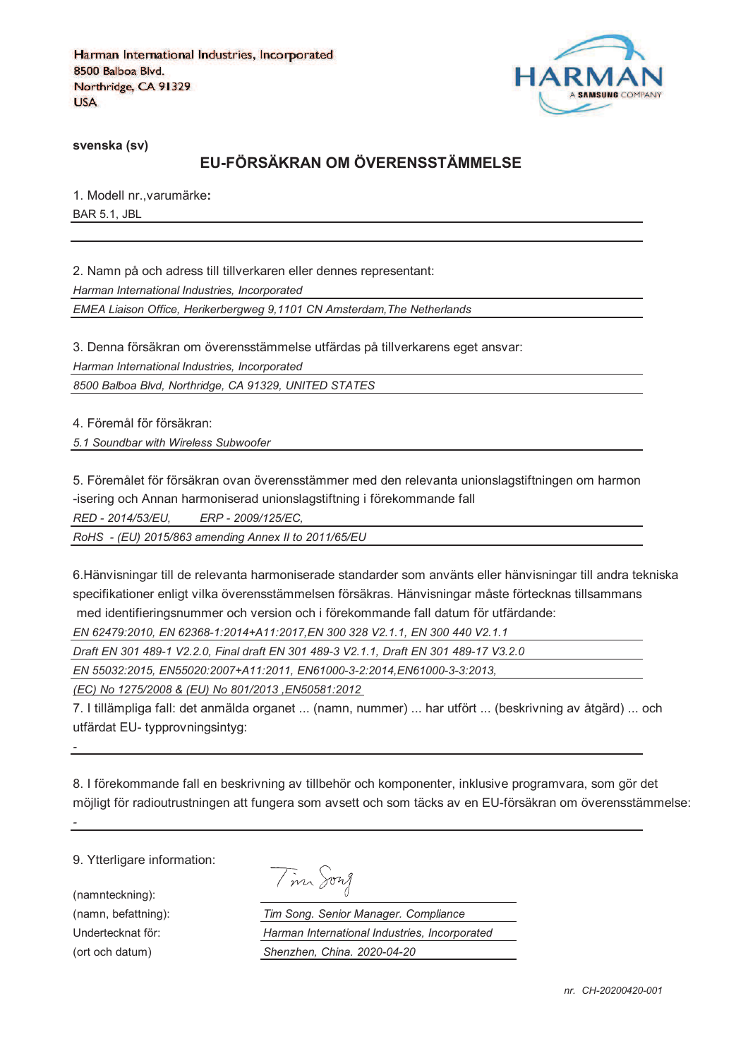Harman International Industries, Incorporated
8500 Balboa Blvd.
Northridge, CA 91329
USA

HARMAN
A SAMSUNG COMPANY

**svenska (sv)**

## EU-FÖRSÄKRAN OM ÖVERENSSTÄMMELSE

1. Modell nr.,varumärke**:**

BAR 5.1, JBL

2. Namn på och adress till tillverkaren eller dennes representant:

*Harman International Industries, Incorporated*

*EMEA Liaison Office, Herikerbergweg 9,1101 CN Amsterdam,The Netherlands*

3. Denna försäkran om överensstämmelse utfärdas på tillverkarens eget ansvar:

*Harman International Industries, Incorporated*

*8500 Balboa Blvd, Northridge, CA 91329, UNITED STATES*

4. Föremål för försäkran:

*5.1 Soundbar with Wireless Subwoofer*

5. Föremålet för försäkran ovan överensstämmer med den relevanta unionslagstiftningen om harmon -isering och Annan harmoniserad unionslagstiftning i förekommande fall

*RED - 2014/53/EU, ERP - 2009/125/EC,*

*RoHS - (EU) 2015/863 amending Annex II to 2011/65/EU*

6.Hänvisningar till de relevanta harmoniserade standarder som använts eller hänvisningar till andra tekniska specifikationer enligt vilka överensstämmelsen försäkras. Hänvisningar måste förtecknas tillsammans med identifieringsnummer och version och i förekommande fall datum för utfärdande:

*EN 62479:2010, EN 62368-1:2014+A11:2017,EN 300 328 V2.1.1, EN 300 440 V2.1.1*

*Draft EN 301 489-1 V2.2.0, Final draft EN 301 489-3 V2.1.1, Draft EN 301 489-17 V3.2.0*

*EN 55032:2015, EN55020:2007+A11:2011, EN61000-3-2:2014,EN61000-3-3:2013,*

*(EC) No 1275/2008 & (EU) No 801/2013 ,EN50581:2012*

7. I tillämpliga fall: det anmälda organet ... (namn, nummer) ... har utfört ... (beskrivning av åtgärd) ... och utfärdat EU- typprovningsintyg:

-

8. I förekommande fall en beskrivning av tillbehör och komponenter, inklusive programvara, som gör det möjligt för radioutrustningen att fungera som avsett och som täcks av en EU-försäkran om överensstämmelse:

-

9. Ytterligare information:

(namnteckning): Tim Song

(namn, befattning): *Tim Song. Senior Manager. Compliance*

Undertecknat för: *Harman International Industries, Incorporated*

(ort och datum) *Shenzhen, China. 2020-04-20*

*nr. CH-20200420-001*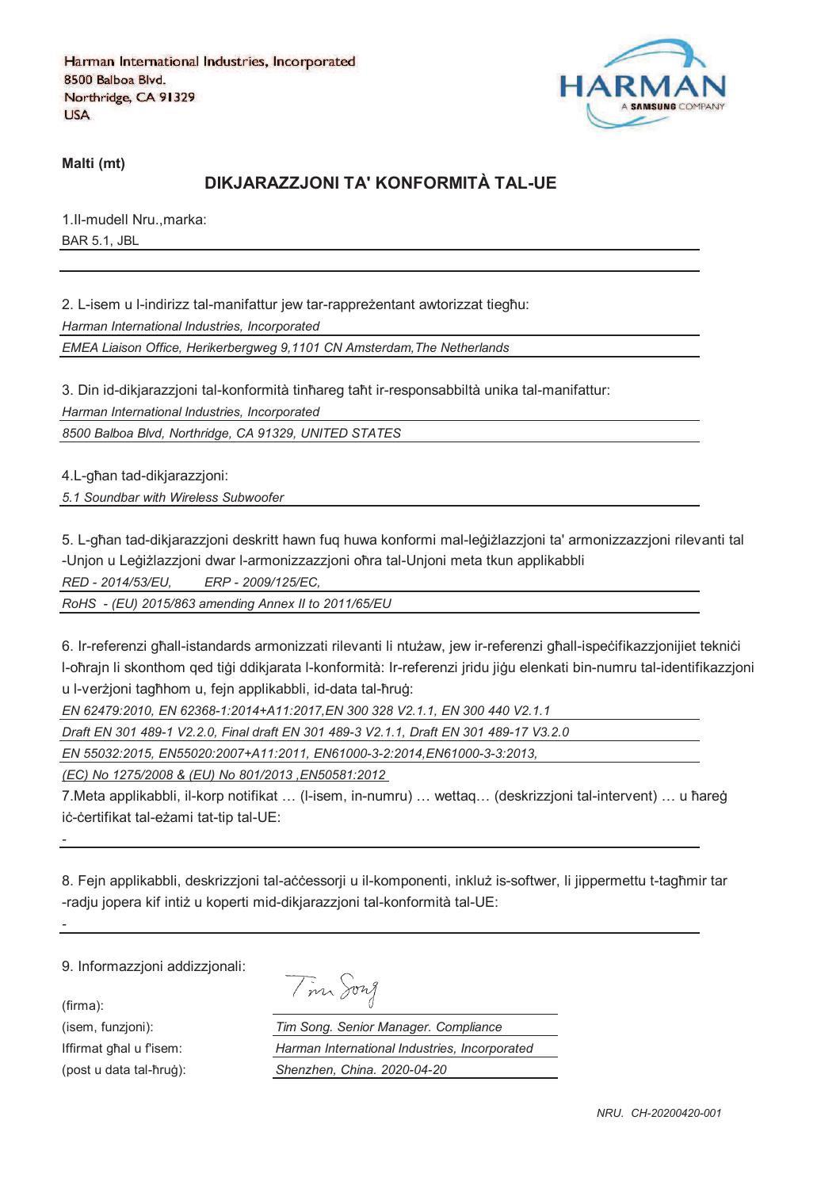Harman International Industries, Incorporated
8500 Balboa Blvd.
Northridge, CA 91329
USA

**Malti (mt)**

## DIKJARAZZJONI TA' KONFORMITÀ TAL-UE

1.Il-mudell Nru.,marka:

BAR 5.1, JBL

2. L-isem u l-indirizz tal-manifattur jew tar-rappreżentant awtorizzat tiegħu:

*Harman International Industries, Incorporated*

*EMEA Liaison Office, Herikerbergweg 9,1101 CN Amsterdam,The Netherlands*

3. Din id-dikjarazzjoni tal-konformità tinħareg taħt ir-responsabbiltà unika tal-manifattur:

*Harman International Industries, Incorporated*

*8500 Balboa Blvd, Northridge, CA 91329, UNITED STATES*

4.L-għan tad-dikjarazzjoni:

*5.1 Soundbar with Wireless Subwoofer*

5. L-għan tad-dikjarazzjoni deskritt hawn fuq huwa konformi mal-leġiżlazzjoni ta' armonizzazzjoni rilevanti tal -Unjon u Leġiżlazzjoni dwar l-armonizzazzjoni oħra tal-Unjoni meta tkun applikabbli

*RED - 2014/53/EU, ERP - 2009/125/EC,*

*RoHS - (EU) 2015/863 amending Annex II to 2011/65/EU*

6. Ir-referenzi għall-istandards armonizzati rilevanti li ntużaw, jew ir-referenzi għall-ispeċifikazzjonijiet tekniċi l-oħrajn li skonthom qed tiġi ddikjarata l-konformità: Ir-referenzi jridu jiġu elenkati bin-numru tal-identifikazzjoni u l-verżjoni tagħhom u, fejn applikabbli, id-data tal-ħruġ:

*EN 62479:2010, EN 62368-1:2014+A11:2017,EN 300 328 V2.1.1, EN 300 440 V2.1.1*

*Draft EN 301 489-1 V2.2.0, Final draft EN 301 489-3 V2.1.1, Draft EN 301 489-17 V3.2.0*

*EN 55032:2015, EN55020:2007+A11:2011, EN61000-3-2:2014,EN61000-3-3:2013,*

*(EC) No 1275/2008 & (EU) No 801/2013 ,EN50581:2012*

7.Meta applikabbli, il-korp notifikat … (l-isem, in-numru) … wettaq… (deskrizzjoni tal-intervent) … u ħareġ iċ-ċertifikat tal-eżami tat-tip tal-UE:

-

8. Fejn applikabbli, deskrizzjoni tal-aċċessorji u il-komponenti, inkluż is-softwer, li jippermettu t-tagħmir tar -radju jopera kif intiż u koperti mid-dikjarazzjoni tal-konformità tal-UE:

-

9. Informazzjoni addizzjonali:

(firma): Tim Song

(isem, funzjoni): *Tim Song. Senior Manager. Compliance*

Iffirmat għal u f'isem: *Harman International Industries, Incorporated*

(post u data tal-ħruġ): *Shenzhen, China. 2020-04-20*

*NRU. CH-20200420-001*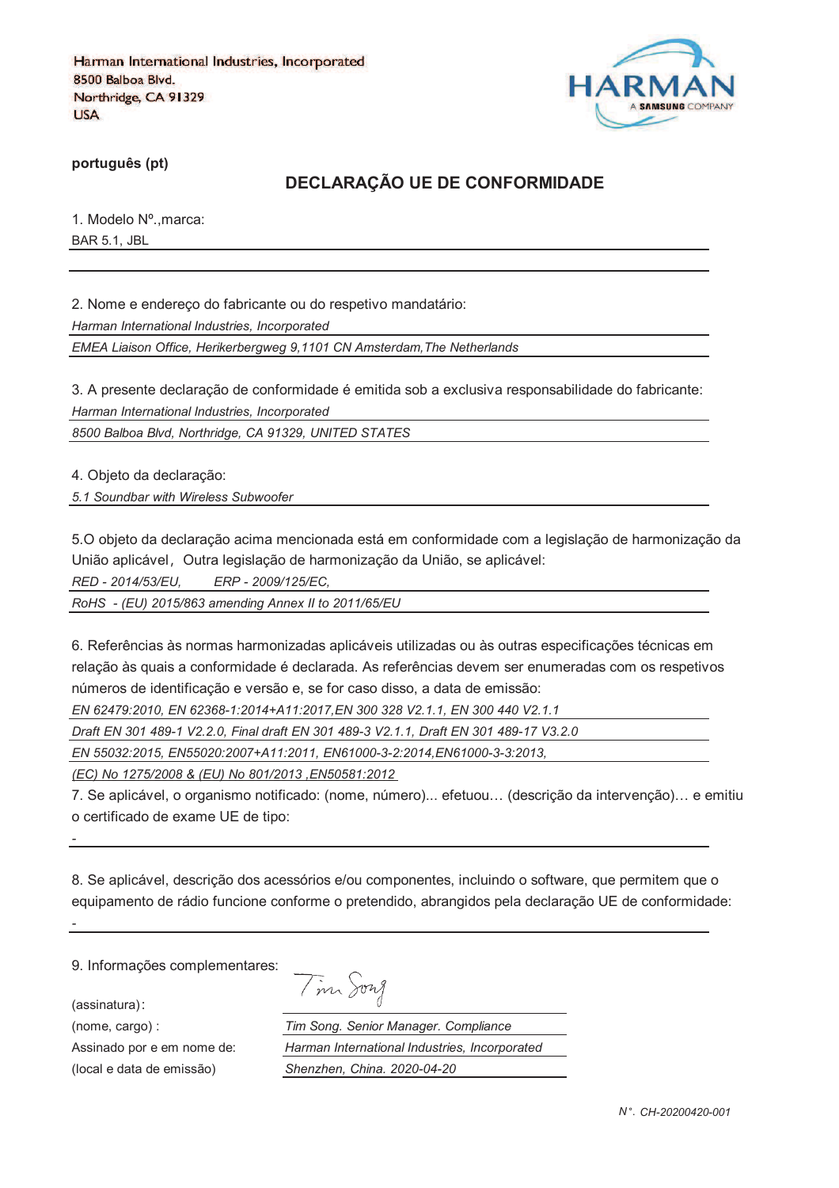Harman International Industries, Incorporated
8500 Balboa Blvd.
Northridge, CA 91329
USA

HARMAN
A SAMSUNG COMPANY

**português (pt)**

## DECLARAÇÃO UE DE CONFORMIDADE

1. Modelo Nº.,marca:

BAR 5.1, JBL

2. Nome e endereço do fabricante ou do respetivo mandatário:

*Harman International Industries, Incorporated*

*EMEA Liaison Office, Herikerbergweg 9,1101 CN Amsterdam,The Netherlands*

3. A presente declaração de conformidade é emitida sob a exclusiva responsabilidade do fabricante:

*Harman International Industries, Incorporated*

*8500 Balboa Blvd, Northridge, CA 91329, UNITED STATES*

4. Objeto da declaração:

*5.1 Soundbar with Wireless Subwoofer*

5.O objeto da declaração acima mencionada está em conformidade com a legislação de harmonização da União aplicável, Outra legislação de harmonização da União, se aplicável:

*RED - 2014/53/EU, ERP - 2009/125/EC,*

*RoHS - (EU) 2015/863 amending Annex II to 2011/65/EU*

6. Referências às normas harmonizadas aplicáveis utilizadas ou às outras especificações técnicas em relação às quais a conformidade é declarada. As referências devem ser enumeradas com os respetivos números de identificação e versão e, se for caso disso, a data de emissão:

*EN 62479:2010, EN 62368-1:2014+A11:2017,EN 300 328 V2.1.1, EN 300 440 V2.1.1*

*Draft EN 301 489-1 V2.2.0, Final draft EN 301 489-3 V2.1.1, Draft EN 301 489-17 V3.2.0*

*EN 55032:2015, EN55020:2007+A11:2011, EN61000-3-2:2014,EN61000-3-3:2013,*

*(EC) No 1275/2008 & (EU) No 801/2013 ,EN50581:2012*

7. Se aplicável, o organismo notificado: (nome, número)... efetuou… (descrição da intervenção)… e emitiu o certificado de exame UE de tipo:

-

8. Se aplicável, descrição dos acessórios e/ou componentes, incluindo o software, que permitem que o equipamento de rádio funcione conforme o pretendido, abrangidos pela declaração UE de conformidade:

-

9. Informações complementares:

(assinatura):

(nome, cargo) : *Tim Song. Senior Manager. Compliance*

Assinado por e em nome de: *Harman International Industries, Incorporated*

(local e data de emissão) *Shenzhen, China. 2020-04-20*

*N°. CH-20200420-001*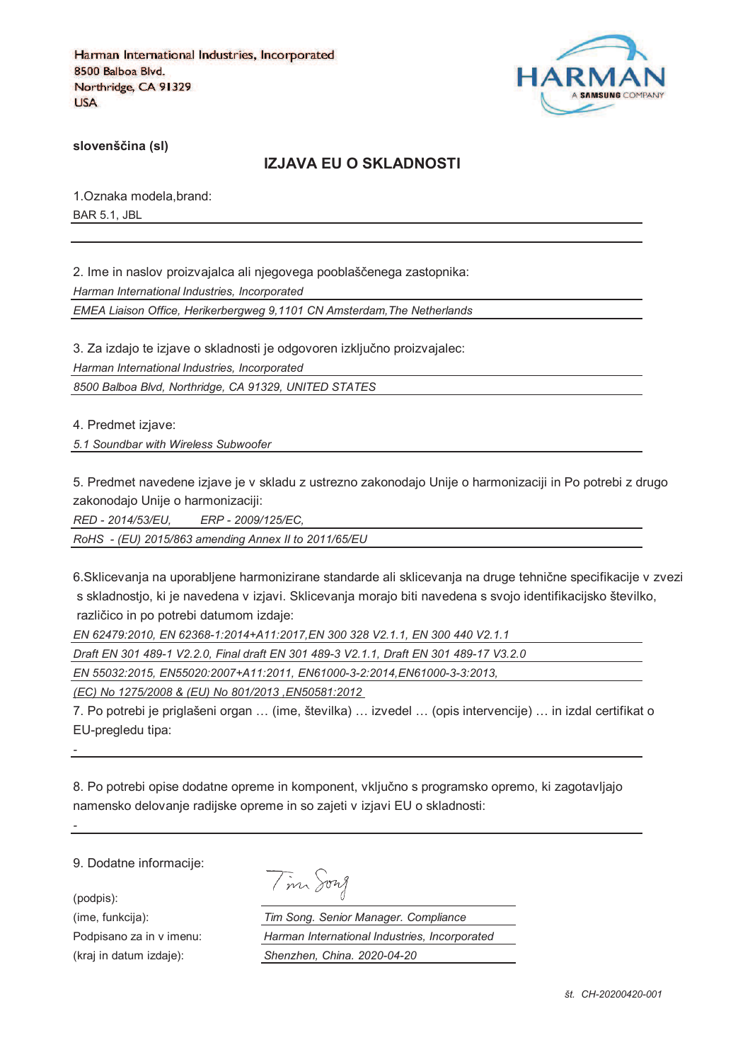Harman International Industries, Incorporated
8500 Balboa Blvd.
Northridge, CA 91329
USA

HARMAN
A SAMSUNG COMPANY

**slovenščina (sl)**

## IZJAVA EU O SKLADNOSTI

1.Oznaka modela,brand:

BAR 5.1, JBL

2. Ime in naslov proizvajalca ali njegovega pooblaščenega zastopnika:

*Harman International Industries, Incorporated*

*EMEA Liaison Office, Herikerbergweg 9,1101 CN Amsterdam,The Netherlands*

3. Za izdajo te izjave o skladnosti je odgovoren izključno proizvajalec:

*Harman International Industries, Incorporated*

*8500 Balboa Blvd, Northridge, CA 91329, UNITED STATES*

4. Predmet izjave:

*5.1 Soundbar with Wireless Subwoofer*

5. Predmet navedene izjave je v skladu z ustrezno zakonodajo Unije o harmonizaciji in Po potrebi z drugo zakonodajo Unije o harmonizaciji:

*RED - 2014/53/EU, ERP - 2009/125/EC,*

*RoHS - (EU) 2015/863 amending Annex II to 2011/65/EU*

6.Sklicevanja na uporabljene harmonizirane standarde ali sklicevanja na druge tehnične specifikacije v zvezi s skladnostjo, ki je navedena v izjavi. Sklicevanja morajo biti navedena s svojo identifikacijsko številko, različico in po potrebi datumom izdaje:

*EN 62479:2010, EN 62368-1:2014+A11:2017,EN 300 328 V2.1.1, EN 300 440 V2.1.1*

*Draft EN 301 489-1 V2.2.0, Final draft EN 301 489-3 V2.1.1, Draft EN 301 489-17 V3.2.0*

*EN 55032:2015, EN55020:2007+A11:2011, EN61000-3-2:2014,EN61000-3-3:2013,*

*(EC) No 1275/2008 & (EU) No 801/2013 ,EN50581:2012*

7. Po potrebi je priglašeni organ … (ime, številka) … izvedel … (opis intervencije) … in izdal certifikat o EU-pregledu tipa:

-

8. Po potrebi opise dodatne opreme in komponent, vključno s programsko opremo, ki zagotavljajo namensko delovanje radijske opreme in so zajeti v izjavi EU o skladnosti:

-

9. Dodatne informacije:

| | |
|---|---|
| (podpis): | Tim Song |
| (ime, funkcija): | *Tim Song. Senior Manager. Compliance* |
| Podpisano za in v imenu: | *Harman International Industries, Incorporated* |
| (kraj in datum izdaje): | *Shenzhen, China. 2020-04-20* |

*št. CH-20200420-001*